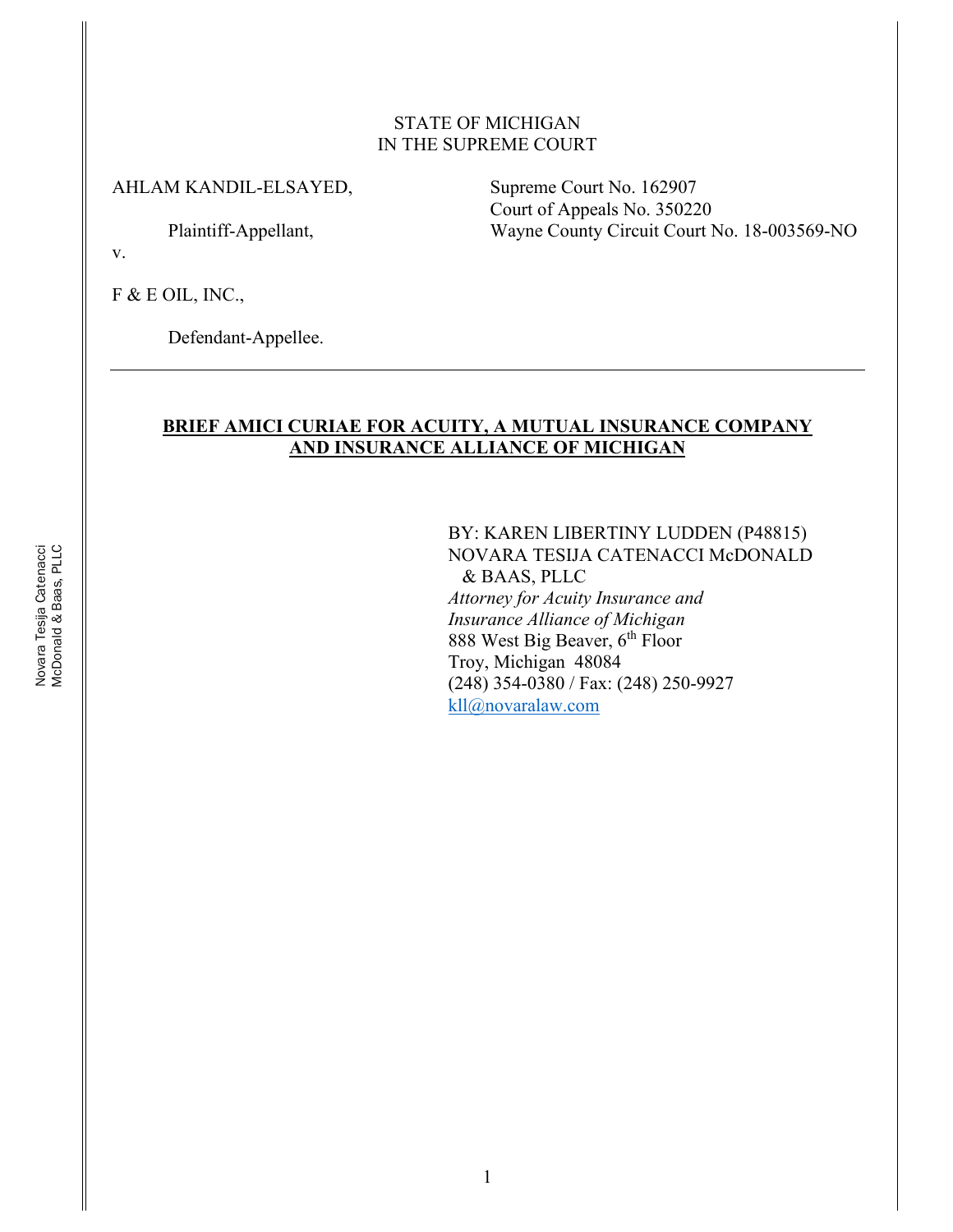STATE OF MICHIGAN
IN THE SUPREME COURT

AHLAM KANDIL-ELSAYED,

Plaintiff-Appellant,

v.

F & E OIL, INC.,

Defendant-Appellee.

Supreme Court No. 162907
Court of Appeals No. 350220
Wayne County Circuit Court No. 18-003569-NO

---

**BRIEF AMICI CURIAE FOR ACUITY, A MUTUAL INSURANCE COMPANY AND INSURANCE ALLIANCE OF MICHIGAN**

BY: KAREN LIBERTINY LUDDEN (P48815)
NOVARA TESIJA CATENACCI McDONALD & BAAS, PLLC
*Attorney for Acuity Insurance and Insurance Alliance of Michigan*
888 West Big Beaver, 6th Floor
Troy, Michigan 48084
(248) 354-0380 / Fax: (248) 250-9927
kll@novaralaw.com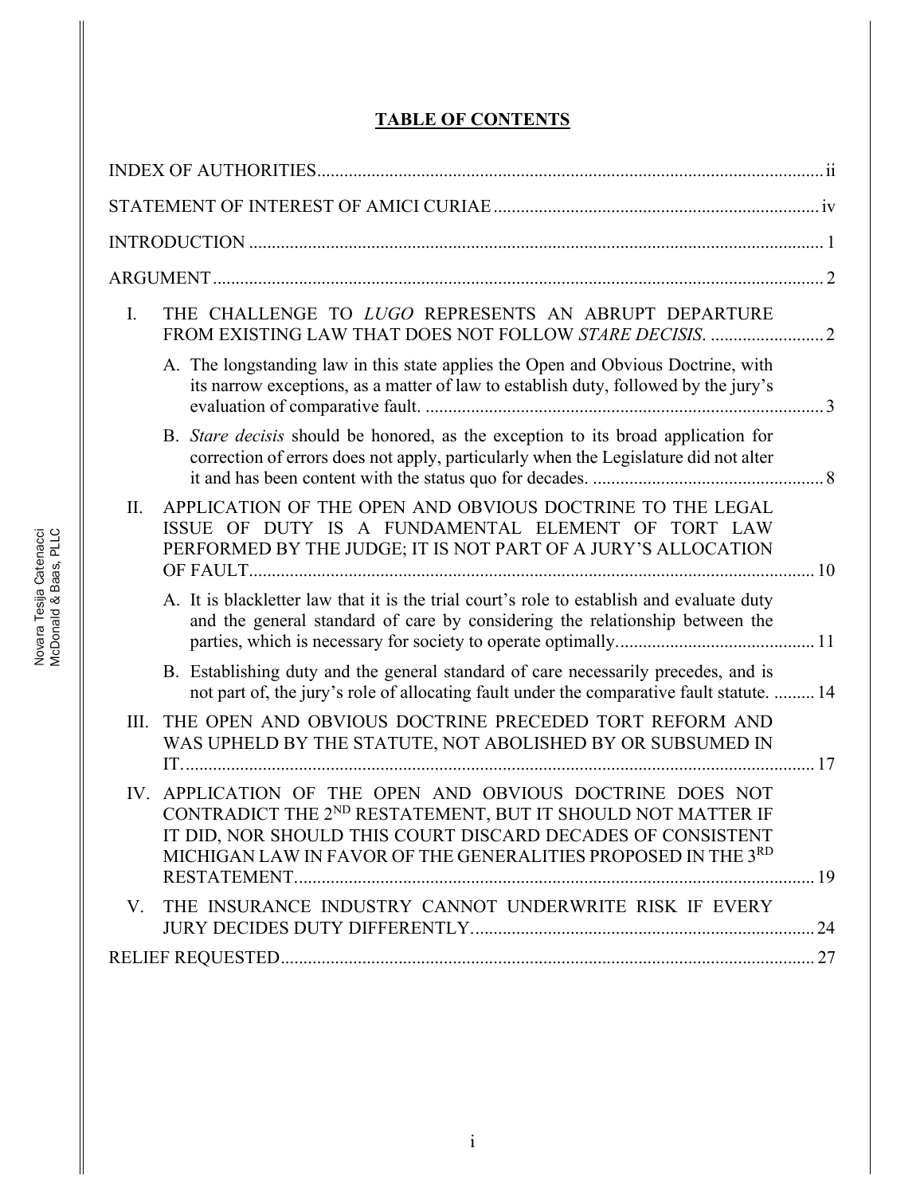## TABLE OF CONTENTS

INDEX OF AUTHORITIES ........ ii

STATEMENT OF INTEREST OF AMICI CURIAE ........ iv

INTRODUCTION ........ 1

ARGUMENT ........ 2

I. THE CHALLENGE TO *LUGO* REPRESENTS AN ABRUPT DEPARTURE FROM EXISTING LAW THAT DOES NOT FOLLOW *STARE DECISIS*. ........ 2

 A. The longstanding law in this state applies the Open and Obvious Doctrine, with its narrow exceptions, as a matter of law to establish duty, followed by the jury's evaluation of comparative fault. ........ 3

 B. *Stare decisis* should be honored, as the exception to its broad application for correction of errors does not apply, particularly when the Legislature did not alter it and has been content with the status quo for decades. ........ 8

II. APPLICATION OF THE OPEN AND OBVIOUS DOCTRINE TO THE LEGAL ISSUE OF DUTY IS A FUNDAMENTAL ELEMENT OF TORT LAW PERFORMED BY THE JUDGE; IT IS NOT PART OF A JURY'S ALLOCATION OF FAULT. ........ 10

 A. It is blackletter law that it is the trial court's role to establish and evaluate duty and the general standard of care by considering the relationship between the parties, which is necessary for society to operate optimally. ........ 11

 B. Establishing duty and the general standard of care necessarily precedes, and is not part of, the jury's role of allocating fault under the comparative fault statute. ........ 14

III. THE OPEN AND OBVIOUS DOCTRINE PRECEDED TORT REFORM AND WAS UPHELD BY THE STATUTE, NOT ABOLISHED BY OR SUBSUMED IN IT. ........ 17

IV. APPLICATION OF THE OPEN AND OBVIOUS DOCTRINE DOES NOT CONTRADICT THE 2ND RESTATEMENT, BUT IT SHOULD NOT MATTER IF IT DID, NOR SHOULD THIS COURT DISCARD DECADES OF CONSISTENT MICHIGAN LAW IN FAVOR OF THE GENERALITIES PROPOSED IN THE 3RD RESTATEMENT. ........ 19

V. THE INSURANCE INDUSTRY CANNOT UNDERWRITE RISK IF EVERY JURY DECIDES DUTY DIFFERENTLY. ........ 24

RELIEF REQUESTED ........ 27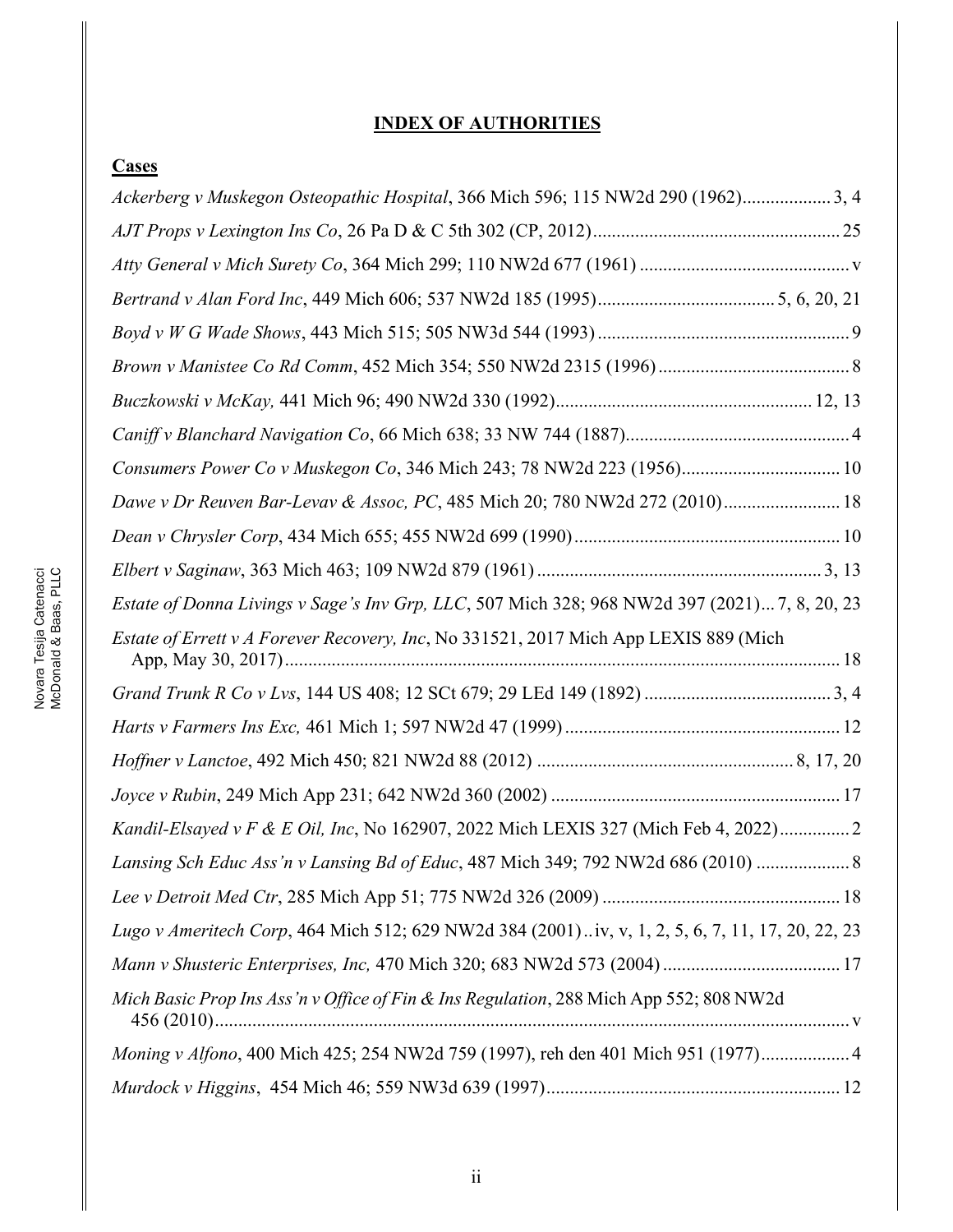## INDEX OF AUTHORITIES

### Cases

*Ackerberg v Muskegon Osteopathic Hospital*, 366 Mich 596; 115 NW2d 290 (1962)................... 3, 4

*AJT Props v Lexington Ins Co*, 26 Pa D & C 5th 302 (CP, 2012)..................................................... 25

*Atty General v Mich Surety Co*, 364 Mich 299; 110 NW2d 677 (1961) ............................................. v

*Bertrand v Alan Ford Inc*, 449 Mich 606; 537 NW2d 185 (1995)...................................... 5, 6, 20, 21

*Boyd v W G Wade Shows*, 443 Mich 515; 505 NW3d 544 (1993)...................................................... 9

*Brown v Manistee Co Rd Comm*, 452 Mich 354; 550 NW2d 2315 (1996)......................................... 8

*Buczkowski v McKay,* 441 Mich 96; 490 NW2d 330 (1992)....................................................... 12, 13

*Caniff v Blanchard Navigation Co*, 66 Mich 638; 33 NW 744 (1887)................................................ 4

*Consumers Power Co v Muskegon Co*, 346 Mich 243; 78 NW2d 223 (1956).................................. 10

*Dawe v Dr Reuven Bar-Levav & Assoc, PC*, 485 Mich 20; 780 NW2d 272 (2010)......................... 18

*Dean v Chrysler Corp*, 434 Mich 655; 455 NW2d 699 (1990)......................................................... 10

*Elbert v Saginaw*, 363 Mich 463; 109 NW2d 879 (1961)............................................................ 3, 13

*Estate of Donna Livings v Sage's Inv Grp, LLC*, 507 Mich 328; 968 NW2d 397 (2021)... 7, 8, 20, 23

*Estate of Errett v A Forever Recovery, Inc*, No 331521, 2017 Mich App LEXIS 889 (Mich App, May 30, 2017)........................................................................................................................ 18

*Grand Trunk R Co v Lvs*, 144 US 408; 12 SCt 679; 29 LEd 149 (1892)........................................ 3, 4

*Harts v Farmers Ins Exc,* 461 Mich 1; 597 NW2d 47 (1999)........................................................... 12

*Hoffner v Lanctoe*, 492 Mich 450; 821 NW2d 88 (2012) ....................................................... 8, 17, 20

*Joyce v Rubin*, 249 Mich App 231; 642 NW2d 360 (2002) .............................................................. 17

*Kandil-Elsayed v F & E Oil, Inc*, No 162907, 2022 Mich LEXIS 327 (Mich Feb 4, 2022)............... 2

*Lansing Sch Educ Ass'n v Lansing Bd of Educ*, 487 Mich 349; 792 NW2d 686 (2010) .................... 8

*Lee v Detroit Med Ctr*, 285 Mich App 51; 775 NW2d 326 (2009) ................................................... 18

*Lugo v Ameritech Corp*, 464 Mich 512; 629 NW2d 384 (2001)..iv, v, 1, 2, 5, 6, 7, 11, 17, 20, 22, 23

*Mann v Shusteric Enterprises, Inc,* 470 Mich 320; 683 NW2d 573 (2004) ...................................... 17

*Mich Basic Prop Ins Ass'n v Office of Fin & Ins Regulation*, 288 Mich App 552; 808 NW2d 456 (2010)........................................................................................................................................ v

*Moning v Alfono*, 400 Mich 425; 254 NW2d 759 (1997), reh den 401 Mich 951 (1977)................... 4

*Murdock v Higgins*, 454 Mich 46; 559 NW3d 639 (1997)................................................................ 12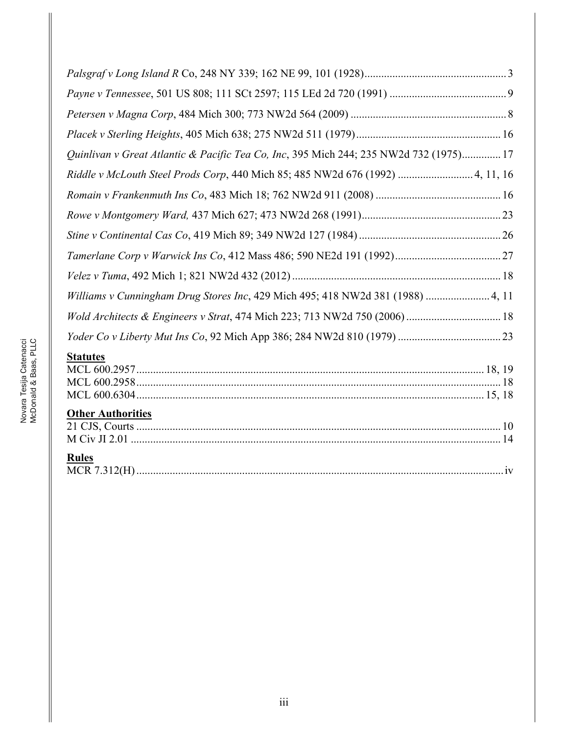*Palsgraf v Long Island R* Co, 248 NY 339; 162 NE 99, 101 (1928) .................................................. 3

*Payne v Tennessee*, 501 US 808; 111 SCt 2597; 115 LEd 2d 720 (1991) .......................................... 9

*Petersen v Magna Corp*, 484 Mich 300; 773 NW2d 564 (2009) ........................................................ 8

*Placek v Sterling Heights*, 405 Mich 638; 275 NW2d 511 (1979) .................................................... 16

*Quinlivan v Great Atlantic & Pacific Tea Co, Inc*, 395 Mich 244; 235 NW2d 732 (1975) .............. 17

*Riddle v McLouth Steel Prods Corp*, 440 Mich 85; 485 NW2d 676 (1992) ........................... 4, 11, 16

*Romain v Frankenmuth Ins Co*, 483 Mich 18; 762 NW2d 911 (2008) ............................................. 16

*Rowe v Montgomery Ward,* 437 Mich 627; 473 NW2d 268 (1991) .................................................. 23

*Stine v Continental Cas Co*, 419 Mich 89; 349 NW2d 127 (1984) ................................................... 26

*Tamerlane Corp v Warwick Ins Co*, 412 Mass 486; 590 NE2d 191 (1992) ....................................... 27

*Velez v Tuma*, 492 Mich 1; 821 NW2d 432 (2012) ........................................................................... 18

*Williams v Cunningham Drug Stores Inc*, 429 Mich 495; 418 NW2d 381 (1988) ....................... 4, 11

*Wold Architects & Engineers v Strat*, 474 Mich 223; 713 NW2d 750 (2006) .................................. 18

*Yoder Co v Liberty Mut Ins Co*, 92 Mich App 386; 284 NW2d 810 (1979) ..................................... 23

**Statutes**

MCL 600.2957 ............................................................................................................................ 18, 19
MCL 600.2958 .................................................................................................................................. 18
MCL 600.6304 ............................................................................................................................ 15, 18

**Other Authorities**

21 CJS, Courts ................................................................................................................................... 10
M Civ JI 2.01 ..................................................................................................................................... 14

**Rules**

MCR 7.312(H) .................................................................................................................................... iv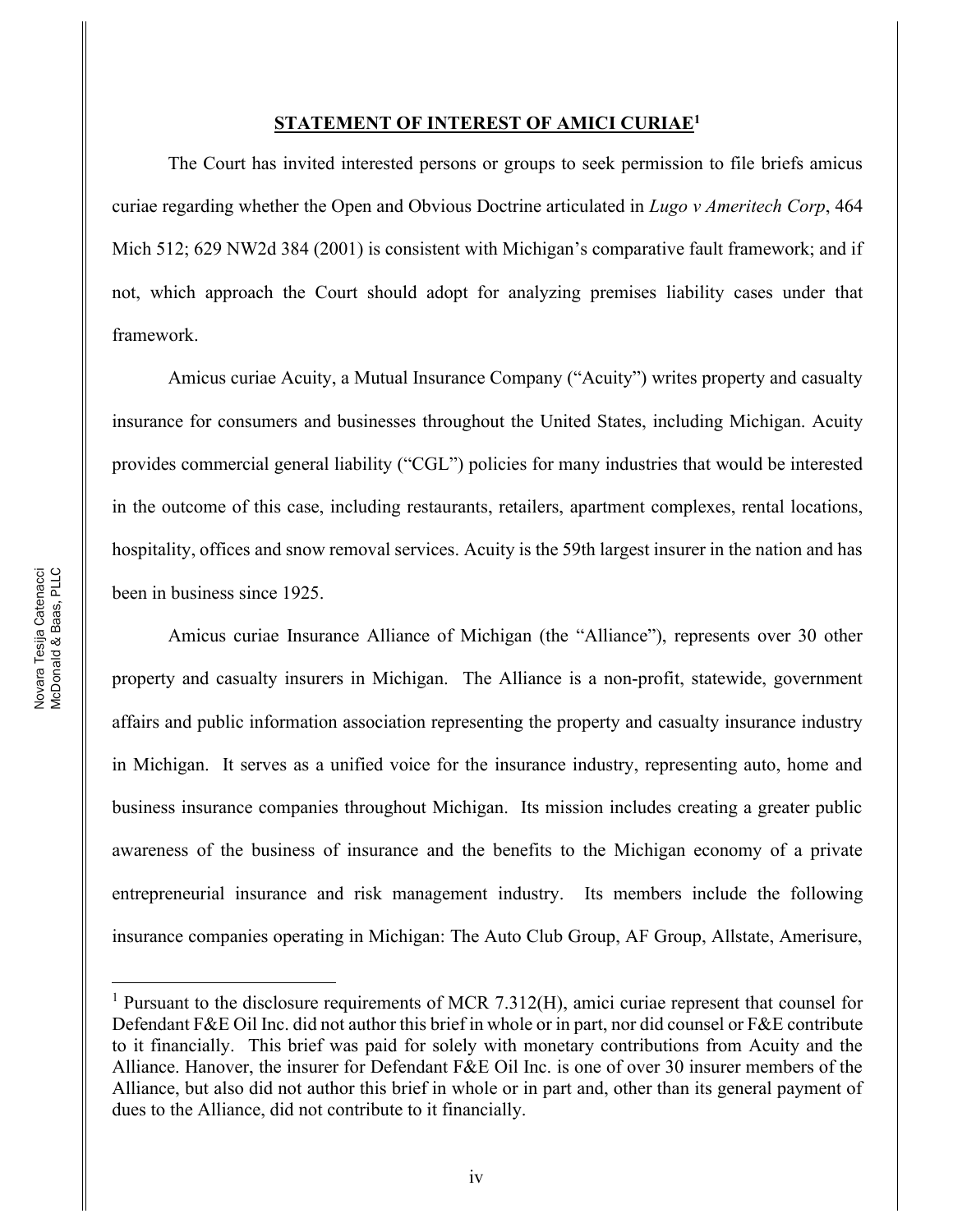## STATEMENT OF INTEREST OF AMICI CURIAE[1]

The Court has invited interested persons or groups to seek permission to file briefs amicus curiae regarding whether the Open and Obvious Doctrine articulated in *Lugo v Ameritech Corp*, 464 Mich 512; 629 NW2d 384 (2001) is consistent with Michigan's comparative fault framework; and if not, which approach the Court should adopt for analyzing premises liability cases under that framework.

Amicus curiae Acuity, a Mutual Insurance Company ("Acuity") writes property and casualty insurance for consumers and businesses throughout the United States, including Michigan. Acuity provides commercial general liability ("CGL") policies for many industries that would be interested in the outcome of this case, including restaurants, retailers, apartment complexes, rental locations, hospitality, offices and snow removal services. Acuity is the 59th largest insurer in the nation and has been in business since 1925.

Amicus curiae Insurance Alliance of Michigan (the "Alliance"), represents over 30 other property and casualty insurers in Michigan. The Alliance is a non-profit, statewide, government affairs and public information association representing the property and casualty insurance industry in Michigan. It serves as a unified voice for the insurance industry, representing auto, home and business insurance companies throughout Michigan. Its mission includes creating a greater public awareness of the business of insurance and the benefits to the Michigan economy of a private entrepreneurial insurance and risk management industry. Its members include the following insurance companies operating in Michigan: The Auto Club Group, AF Group, Allstate, Amerisure,

---

[1] Pursuant to the disclosure requirements of MCR 7.312(H), amici curiae represent that counsel for Defendant F&E Oil Inc. did not author this brief in whole or in part, nor did counsel or F&E contribute to it financially. This brief was paid for solely with monetary contributions from Acuity and the Alliance. Hanover, the insurer for Defendant F&E Oil Inc. is one of over 30 insurer members of the Alliance, but also did not author this brief in whole or in part and, other than its general payment of dues to the Alliance, did not contribute to it financially.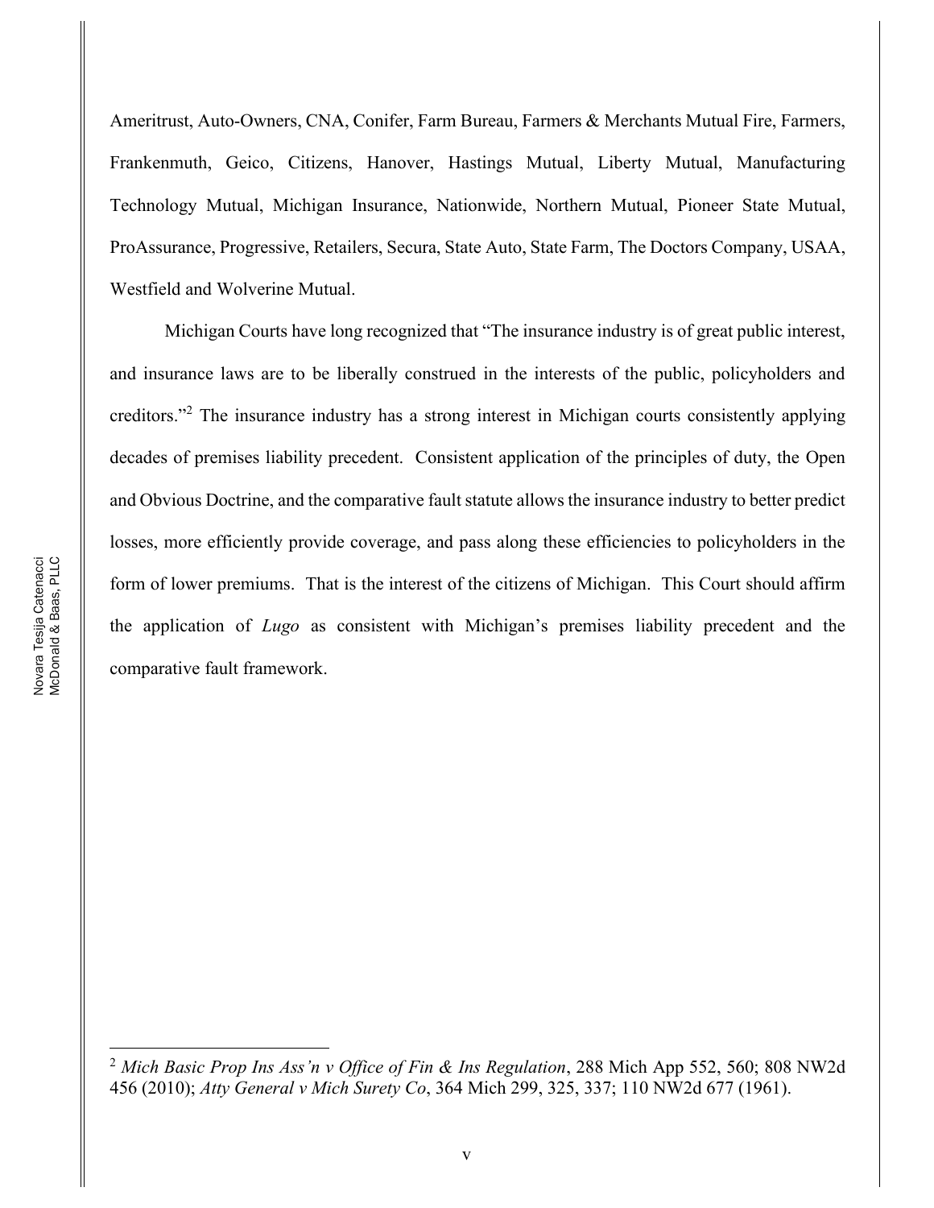Ameritrust, Auto-Owners, CNA, Conifer, Farm Bureau, Farmers & Merchants Mutual Fire, Farmers, Frankenmuth, Geico, Citizens, Hanover, Hastings Mutual, Liberty Mutual, Manufacturing Technology Mutual, Michigan Insurance, Nationwide, Northern Mutual, Pioneer State Mutual, ProAssurance, Progressive, Retailers, Secura, State Auto, State Farm, The Doctors Company, USAA, Westfield and Wolverine Mutual.

Michigan Courts have long recognized that "The insurance industry is of great public interest, and insurance laws are to be liberally construed in the interests of the public, policyholders and creditors."[2] The insurance industry has a strong interest in Michigan courts consistently applying decades of premises liability precedent. Consistent application of the principles of duty, the Open and Obvious Doctrine, and the comparative fault statute allows the insurance industry to better predict losses, more efficiently provide coverage, and pass along these efficiencies to policyholders in the form of lower premiums. That is the interest of the citizens of Michigan. This Court should affirm the application of *Lugo* as consistent with Michigan's premises liability precedent and the comparative fault framework.

---

[2] *Mich Basic Prop Ins Ass'n v Office of Fin & Ins Regulation*, 288 Mich App 552, 560; 808 NW2d 456 (2010); *Atty General v Mich Surety Co*, 364 Mich 299, 325, 337; 110 NW2d 677 (1961).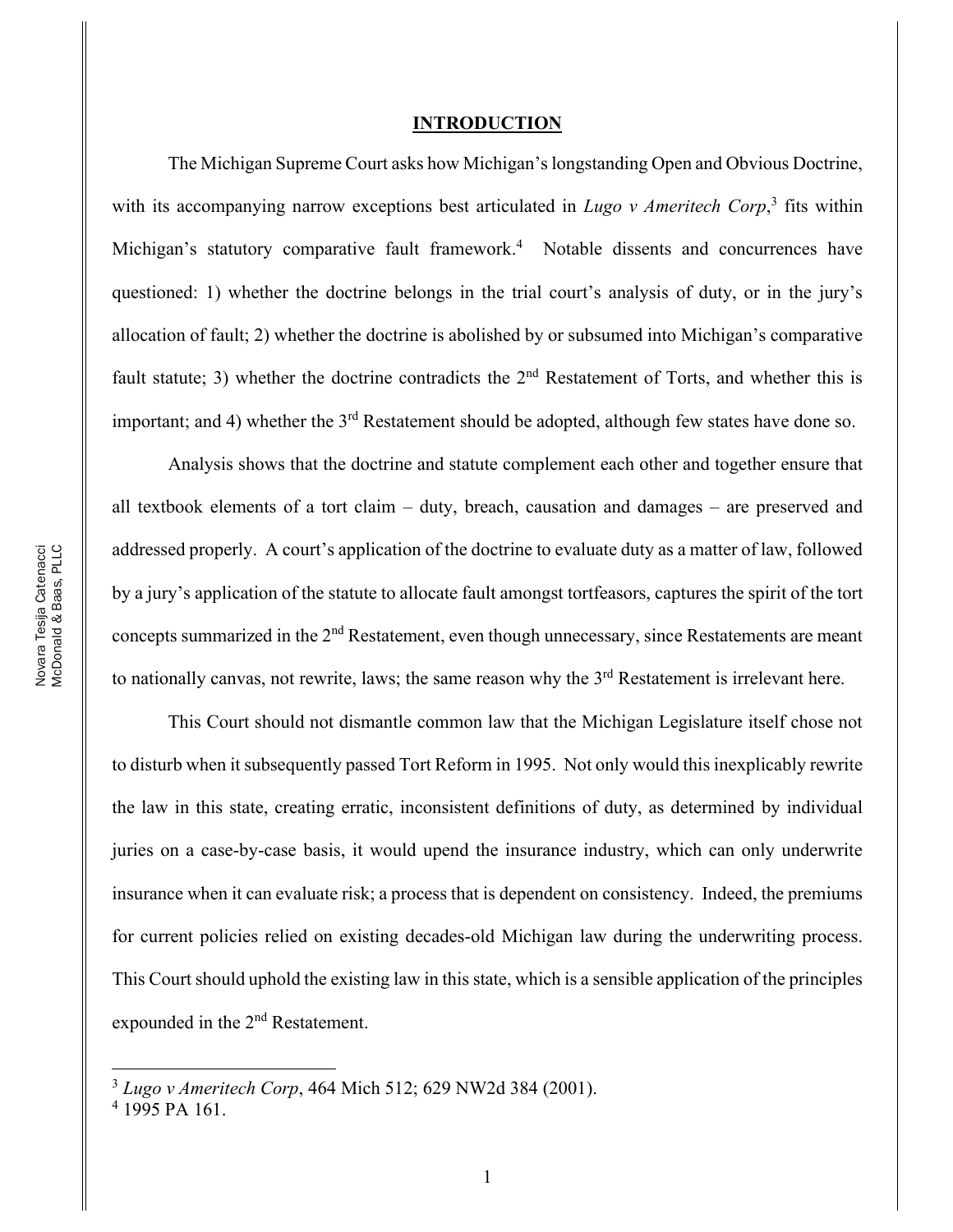## INTRODUCTION

The Michigan Supreme Court asks how Michigan's longstanding Open and Obvious Doctrine, with its accompanying narrow exceptions best articulated in *Lugo v Ameritech Corp*,[3] fits within Michigan's statutory comparative fault framework.[4] Notable dissents and concurrences have questioned: 1) whether the doctrine belongs in the trial court's analysis of duty, or in the jury's allocation of fault; 2) whether the doctrine is abolished by or subsumed into Michigan's comparative fault statute; 3) whether the doctrine contradicts the 2nd Restatement of Torts, and whether this is important; and 4) whether the 3rd Restatement should be adopted, although few states have done so.

Analysis shows that the doctrine and statute complement each other and together ensure that all textbook elements of a tort claim – duty, breach, causation and damages – are preserved and addressed properly. A court's application of the doctrine to evaluate duty as a matter of law, followed by a jury's application of the statute to allocate fault amongst tortfeasors, captures the spirit of the tort concepts summarized in the 2nd Restatement, even though unnecessary, since Restatements are meant to nationally canvas, not rewrite, laws; the same reason why the 3rd Restatement is irrelevant here.

This Court should not dismantle common law that the Michigan Legislature itself chose not to disturb when it subsequently passed Tort Reform in 1995. Not only would this inexplicably rewrite the law in this state, creating erratic, inconsistent definitions of duty, as determined by individual juries on a case-by-case basis, it would upend the insurance industry, which can only underwrite insurance when it can evaluate risk; a process that is dependent on consistency. Indeed, the premiums for current policies relied on existing decades-old Michigan law during the underwriting process. This Court should uphold the existing law in this state, which is a sensible application of the principles expounded in the 2nd Restatement.

---

[3] *Lugo v Ameritech Corp*, 464 Mich 512; 629 NW2d 384 (2001).

[4] 1995 PA 161.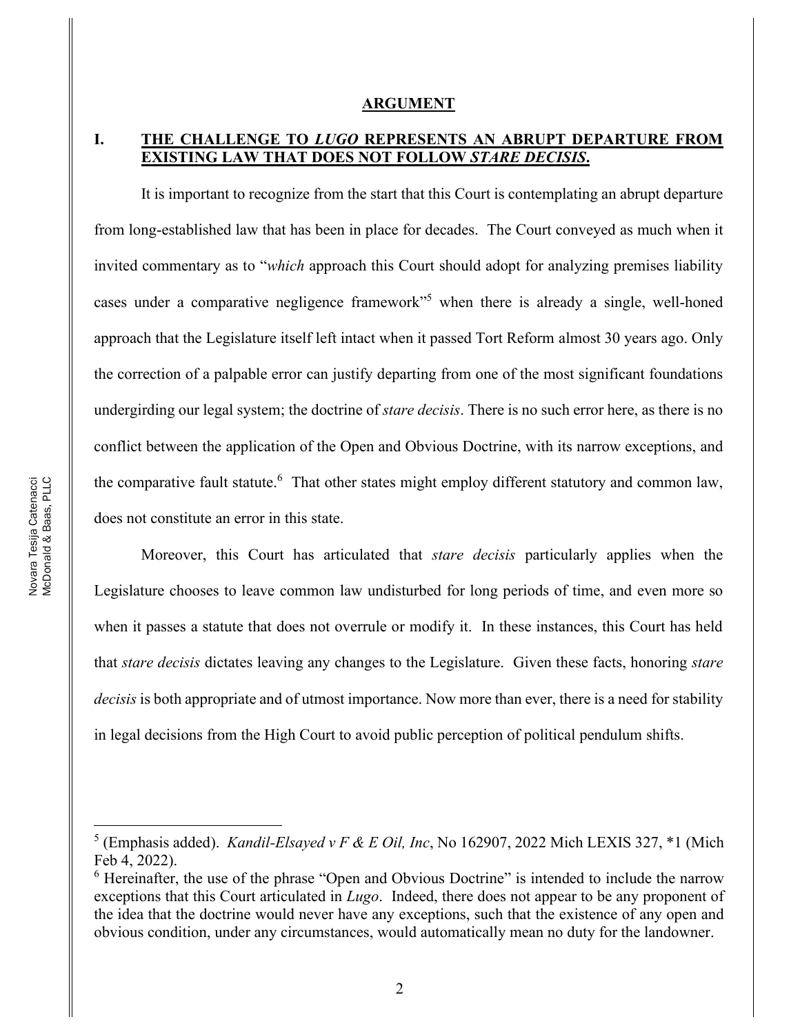## ARGUMENT

### I. THE CHALLENGE TO *LUGO* REPRESENTS AN ABRUPT DEPARTURE FROM EXISTING LAW THAT DOES NOT FOLLOW *STARE DECISIS*.

It is important to recognize from the start that this Court is contemplating an abrupt departure from long-established law that has been in place for decades. The Court conveyed as much when it invited commentary as to "*which* approach this Court should adopt for analyzing premises liability cases under a comparative negligence framework"[5] when there is already a single, well-honed approach that the Legislature itself left intact when it passed Tort Reform almost 30 years ago. Only the correction of a palpable error can justify departing from one of the most significant foundations undergirding our legal system; the doctrine of *stare decisis*. There is no such error here, as there is no conflict between the application of the Open and Obvious Doctrine, with its narrow exceptions, and the comparative fault statute.[6] That other states might employ different statutory and common law, does not constitute an error in this state.

Moreover, this Court has articulated that *stare decisis* particularly applies when the Legislature chooses to leave common law undisturbed for long periods of time, and even more so when it passes a statute that does not overrule or modify it. In these instances, this Court has held that *stare decisis* dictates leaving any changes to the Legislature. Given these facts, honoring *stare decisis* is both appropriate and of utmost importance. Now more than ever, there is a need for stability in legal decisions from the High Court to avoid public perception of political pendulum shifts.

---

[5] (Emphasis added). *Kandil-Elsayed v F & E Oil, Inc*, No 162907, 2022 Mich LEXIS 327, *1 (Mich Feb 4, 2022).

[6] Hereinafter, the use of the phrase "Open and Obvious Doctrine" is intended to include the narrow exceptions that this Court articulated in *Lugo*. Indeed, there does not appear to be any proponent of the idea that the doctrine would never have any exceptions, such that the existence of any open and obvious condition, under any circumstances, would automatically mean no duty for the landowner.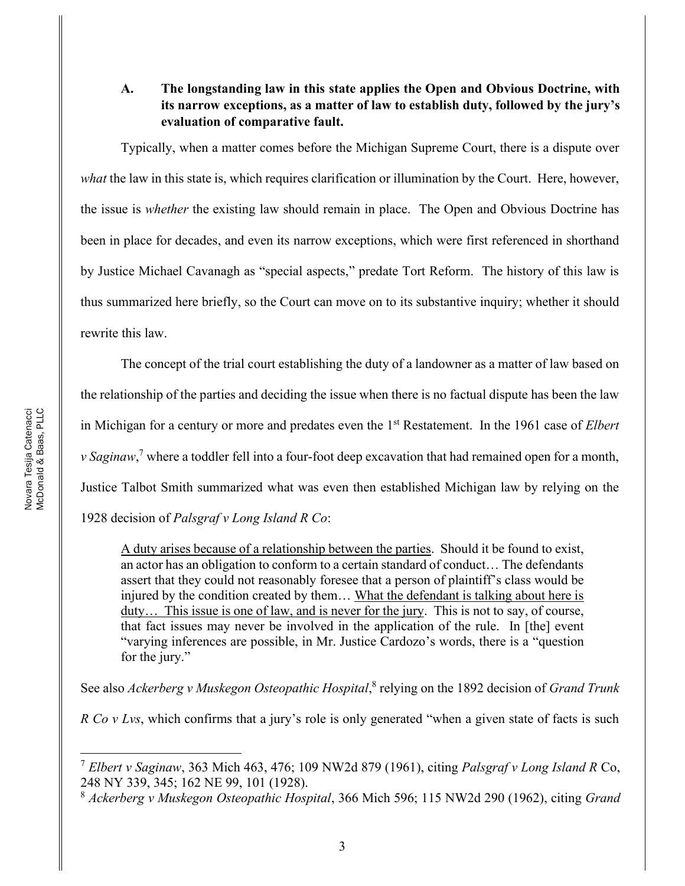**A. The longstanding law in this state applies the Open and Obvious Doctrine, with its narrow exceptions, as a matter of law to establish duty, followed by the jury's evaluation of comparative fault.**

Typically, when a matter comes before the Michigan Supreme Court, there is a dispute over *what* the law in this state is, which requires clarification or illumination by the Court. Here, however, the issue is *whether* the existing law should remain in place. The Open and Obvious Doctrine has been in place for decades, and even its narrow exceptions, which were first referenced in shorthand by Justice Michael Cavanagh as "special aspects," predate Tort Reform. The history of this law is thus summarized here briefly, so the Court can move on to its substantive inquiry; whether it should rewrite this law.

The concept of the trial court establishing the duty of a landowner as a matter of law based on the relationship of the parties and deciding the issue when there is no factual dispute has been the law in Michigan for a century or more and predates even the 1st Restatement. In the 1961 case of *Elbert v Saginaw*,[7] where a toddler fell into a four-foot deep excavation that had remained open for a month, Justice Talbot Smith summarized what was even then established Michigan law by relying on the 1928 decision of *Palsgraf v Long Island R Co*:

> <u>A duty arises because of a relationship between the parties</u>. Should it be found to exist, an actor has an obligation to conform to a certain standard of conduct… The defendants assert that they could not reasonably foresee that a person of plaintiff's class would be injured by the condition created by them… <u>What the defendant is talking about here is duty… This issue is one of law, and is never for the jury</u>. This is not to say, of course, that fact issues may never be involved in the application of the rule. In [the] event "varying inferences are possible, in Mr. Justice Cardozo's words, there is a "question for the jury."

See also *Ackerberg v Muskegon Osteopathic Hospital*,[8] relying on the 1892 decision of *Grand Trunk R Co v Lvs*, which confirms that a jury's role is only generated "when a given state of facts is such

---

[7] *Elbert v Saginaw*, 363 Mich 463, 476; 109 NW2d 879 (1961), citing *Palsgraf v Long Island R* Co, 248 NY 339, 345; 162 NE 99, 101 (1928).

[8] *Ackerberg v Muskegon Osteopathic Hospital*, 366 Mich 596; 115 NW2d 290 (1962), citing *Grand*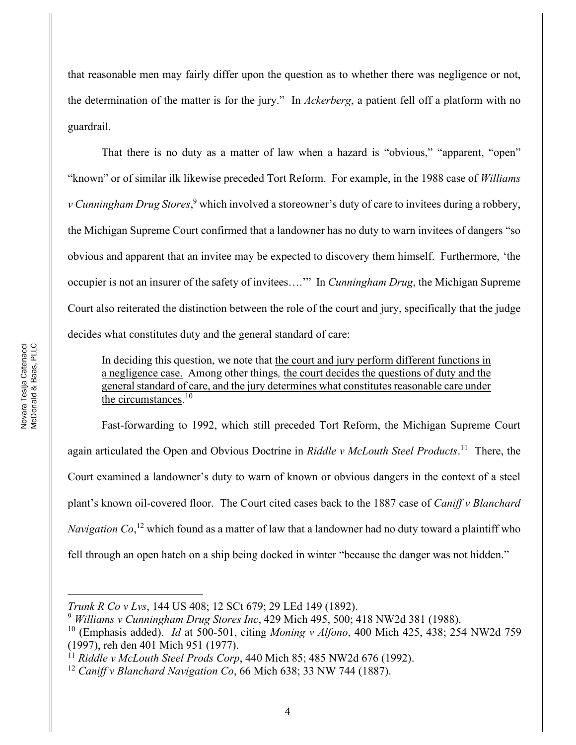that reasonable men may fairly differ upon the question as to whether there was negligence or not, the determination of the matter is for the jury." In *Ackerberg*, a patient fell off a platform with no guardrail.

That there is no duty as a matter of law when a hazard is "obvious," "apparent, "open" "known" or of similar ilk likewise preceded Tort Reform. For example, in the 1988 case of *Williams v Cunningham Drug Stores*,[9] which involved a storeowner's duty of care to invitees during a robbery, the Michigan Supreme Court confirmed that a landowner has no duty to warn invitees of dangers "so obvious and apparent that an invitee may be expected to discovery them himself. Furthermore, 'the occupier is not an insurer of the safety of invitees….'" In *Cunningham Drug*, the Michigan Supreme Court also reiterated the distinction between the role of the court and jury, specifically that the judge decides what constitutes duty and the general standard of care:

> In deciding this question, we note that <u>the court and jury perform different functions in a negligence case.</u> Among other things*,* <u>the court decides the questions of duty and the general standard of care, and the jury determines what constitutes reasonable care under the circumstances</u>.[10]

Fast-forwarding to 1992, which still preceded Tort Reform, the Michigan Supreme Court again articulated the Open and Obvious Doctrine in *Riddle v McLouth Steel Products*.[11] There, the Court examined a landowner's duty to warn of known or obvious dangers in the context of a steel plant's known oil-covered floor. The Court cited cases back to the 1887 case of *Caniff v Blanchard Navigation Co*,[12] which found as a matter of law that a landowner had no duty toward a plaintiff who fell through an open hatch on a ship being docked in winter "because the danger was not hidden."

---

*Trunk R Co v Lvs*, 144 US 408; 12 SCt 679; 29 LEd 149 (1892).

[9] *Williams v Cunningham Drug Stores Inc*, 429 Mich 495, 500; 418 NW2d 381 (1988).

[10] (Emphasis added). *Id* at 500-501, citing *Moning v Alfono*, 400 Mich 425, 438; 254 NW2d 759 (1997), reh den 401 Mich 951 (1977).

[11] *Riddle v McLouth Steel Prods Corp*, 440 Mich 85; 485 NW2d 676 (1992).

[12] *Caniff v Blanchard Navigation Co*, 66 Mich 638; 33 NW 744 (1887).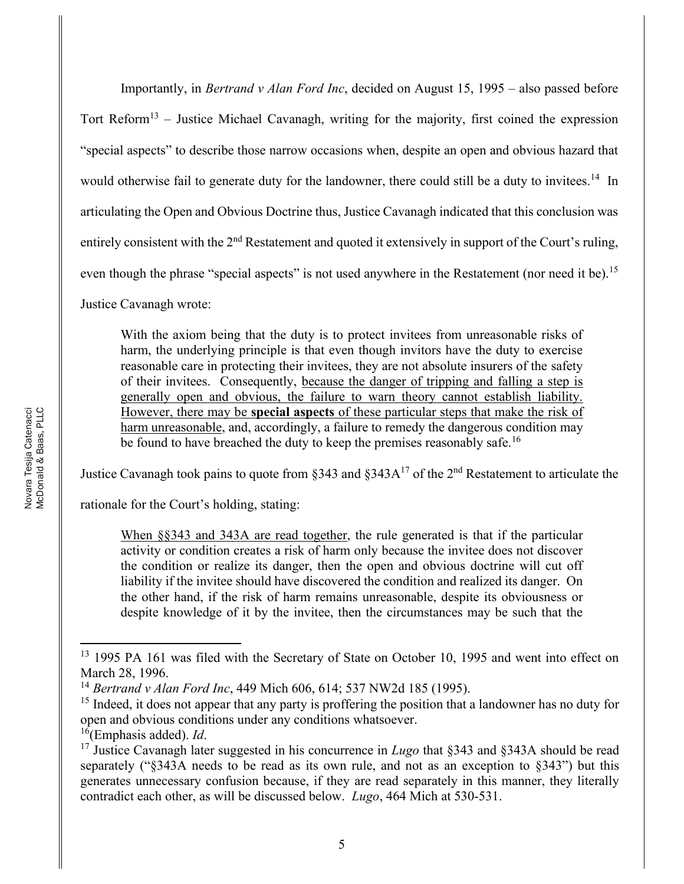Importantly, in *Bertrand v Alan Ford Inc*, decided on August 15, 1995 – also passed before Tort Reform[13] – Justice Michael Cavanagh, writing for the majority, first coined the expression "special aspects" to describe those narrow occasions when, despite an open and obvious hazard that would otherwise fail to generate duty for the landowner, there could still be a duty to invitees.[14] In articulating the Open and Obvious Doctrine thus, Justice Cavanagh indicated that this conclusion was entirely consistent with the 2nd Restatement and quoted it extensively in support of the Court's ruling, even though the phrase "special aspects" is not used anywhere in the Restatement (nor need it be).[15] Justice Cavanagh wrote:

> With the axiom being that the duty is to protect invitees from unreasonable risks of harm, the underlying principle is that even though invitors have the duty to exercise reasonable care in protecting their invitees, they are not absolute insurers of the safety of their invitees. Consequently, <u>because the danger of tripping and falling a step is generally open and obvious, the failure to warn theory cannot establish liability. However, there may be **special aspects** of these particular steps that make the risk of harm unreasonable</u>, and, accordingly, a failure to remedy the dangerous condition may be found to have breached the duty to keep the premises reasonably safe.[16]

Justice Cavanagh took pains to quote from §343 and §343A[17] of the 2nd Restatement to articulate the rationale for the Court's holding, stating:

> <u>When §§343 and 343A are read together</u>, the rule generated is that if the particular activity or condition creates a risk of harm only because the invitee does not discover the condition or realize its danger, then the open and obvious doctrine will cut off liability if the invitee should have discovered the condition and realized its danger. On the other hand, if the risk of harm remains unreasonable, despite its obviousness or despite knowledge of it by the invitee, then the circumstances may be such that the

---

[13] 1995 PA 161 was filed with the Secretary of State on October 10, 1995 and went into effect on March 28, 1996.

[14] *Bertrand v Alan Ford Inc*, 449 Mich 606, 614; 537 NW2d 185 (1995).

[15] Indeed, it does not appear that any party is proffering the position that a landowner has no duty for open and obvious conditions under any conditions whatsoever.

[16] (Emphasis added). *Id*.

[17] Justice Cavanagh later suggested in his concurrence in *Lugo* that §343 and §343A should be read separately ("§343A needs to be read as its own rule, and not as an exception to §343") but this generates unnecessary confusion because, if they are read separately in this manner, they literally contradict each other, as will be discussed below. *Lugo*, 464 Mich at 530-531.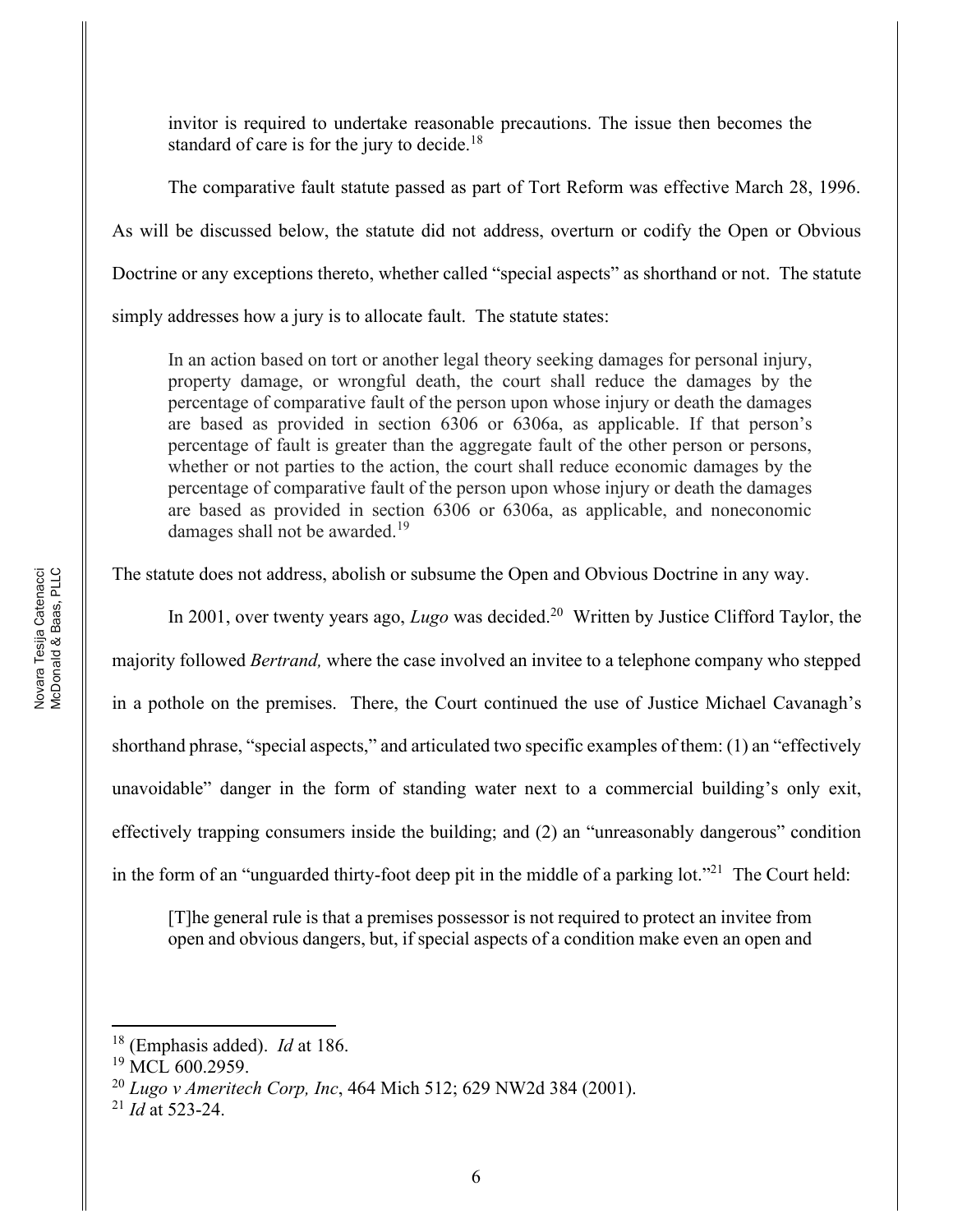invitor is required to undertake reasonable precautions. The issue then becomes the standard of care is for the jury to decide.[18]

The comparative fault statute passed as part of Tort Reform was effective March 28, 1996. As will be discussed below, the statute did not address, overturn or codify the Open or Obvious Doctrine or any exceptions thereto, whether called "special aspects" as shorthand or not. The statute simply addresses how a jury is to allocate fault. The statute states:

> In an action based on tort or another legal theory seeking damages for personal injury, property damage, or wrongful death, the court shall reduce the damages by the percentage of comparative fault of the person upon whose injury or death the damages are based as provided in section 6306 or 6306a, as applicable. If that person's percentage of fault is greater than the aggregate fault of the other person or persons, whether or not parties to the action, the court shall reduce economic damages by the percentage of comparative fault of the person upon whose injury or death the damages are based as provided in section 6306 or 6306a, as applicable, and noneconomic damages shall not be awarded.[19]

The statute does not address, abolish or subsume the Open and Obvious Doctrine in any way.

In 2001, over twenty years ago, *Lugo* was decided.[20] Written by Justice Clifford Taylor, the majority followed *Bertrand,* where the case involved an invitee to a telephone company who stepped in a pothole on the premises. There, the Court continued the use of Justice Michael Cavanagh's shorthand phrase, "special aspects," and articulated two specific examples of them: (1) an "effectively unavoidable" danger in the form of standing water next to a commercial building's only exit, effectively trapping consumers inside the building; and (2) an "unreasonably dangerous" condition in the form of an "unguarded thirty-foot deep pit in the middle of a parking lot."[21] The Court held:

> [T]he general rule is that a premises possessor is not required to protect an invitee from open and obvious dangers, but, if special aspects of a condition make even an open and

---

[18] (Emphasis added). *Id* at 186.

[19] MCL 600.2959.

[20] *Lugo v Ameritech Corp, Inc*, 464 Mich 512; 629 NW2d 384 (2001).

[21] *Id* at 523-24.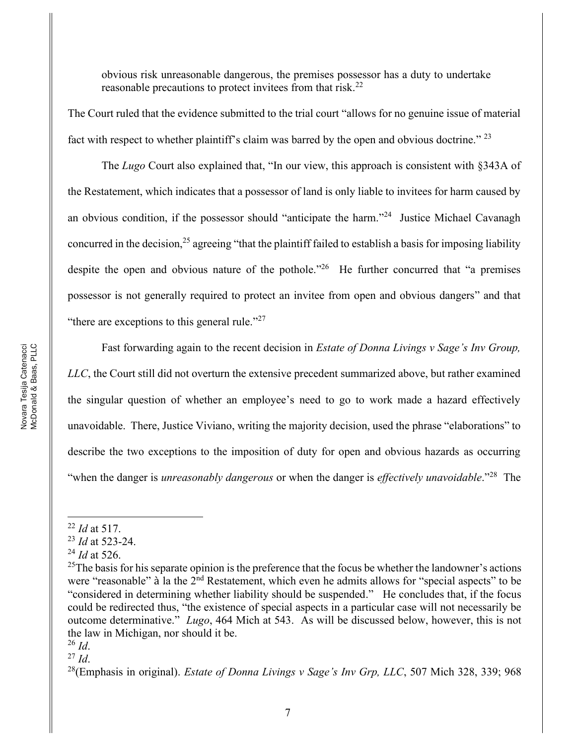> obvious risk unreasonable dangerous, the premises possessor has a duty to undertake reasonable precautions to protect invitees from that risk.[22]

The Court ruled that the evidence submitted to the trial court "allows for no genuine issue of material fact with respect to whether plaintiff's claim was barred by the open and obvious doctrine." [23]

The *Lugo* Court also explained that, "In our view, this approach is consistent with §343A of the Restatement, which indicates that a possessor of land is only liable to invitees for harm caused by an obvious condition, if the possessor should "anticipate the harm."[24] Justice Michael Cavanagh concurred in the decision,[25] agreeing "that the plaintiff failed to establish a basis for imposing liability despite the open and obvious nature of the pothole."[26] He further concurred that "a premises possessor is not generally required to protect an invitee from open and obvious dangers" and that "there are exceptions to this general rule."[27]

Fast forwarding again to the recent decision in *Estate of Donna Livings v Sage's Inv Group, LLC*, the Court still did not overturn the extensive precedent summarized above, but rather examined the singular question of whether an employee's need to go to work made a hazard effectively unavoidable. There, Justice Viviano, writing the majority decision, used the phrase "elaborations" to describe the two exceptions to the imposition of duty for open and obvious hazards as occurring "when the danger is *unreasonably dangerous* or when the danger is *effectively unavoidable*."[28] The

---

[22] *Id* at 517.

[23] *Id* at 523-24.

[24] *Id* at 526.

[25] The basis for his separate opinion is the preference that the focus be whether the landowner's actions were "reasonable" à la the 2nd Restatement, which even he admits allows for "special aspects" to be "considered in determining whether liability should be suspended." He concludes that, if the focus could be redirected thus, "the existence of special aspects in a particular case will not necessarily be outcome determinative." *Lugo*, 464 Mich at 543. As will be discussed below, however, this is not the law in Michigan, nor should it be.

[26] *Id*.

[27] *Id*.

[28] (Emphasis in original). *Estate of Donna Livings v Sage's Inv Grp, LLC*, 507 Mich 328, 339; 968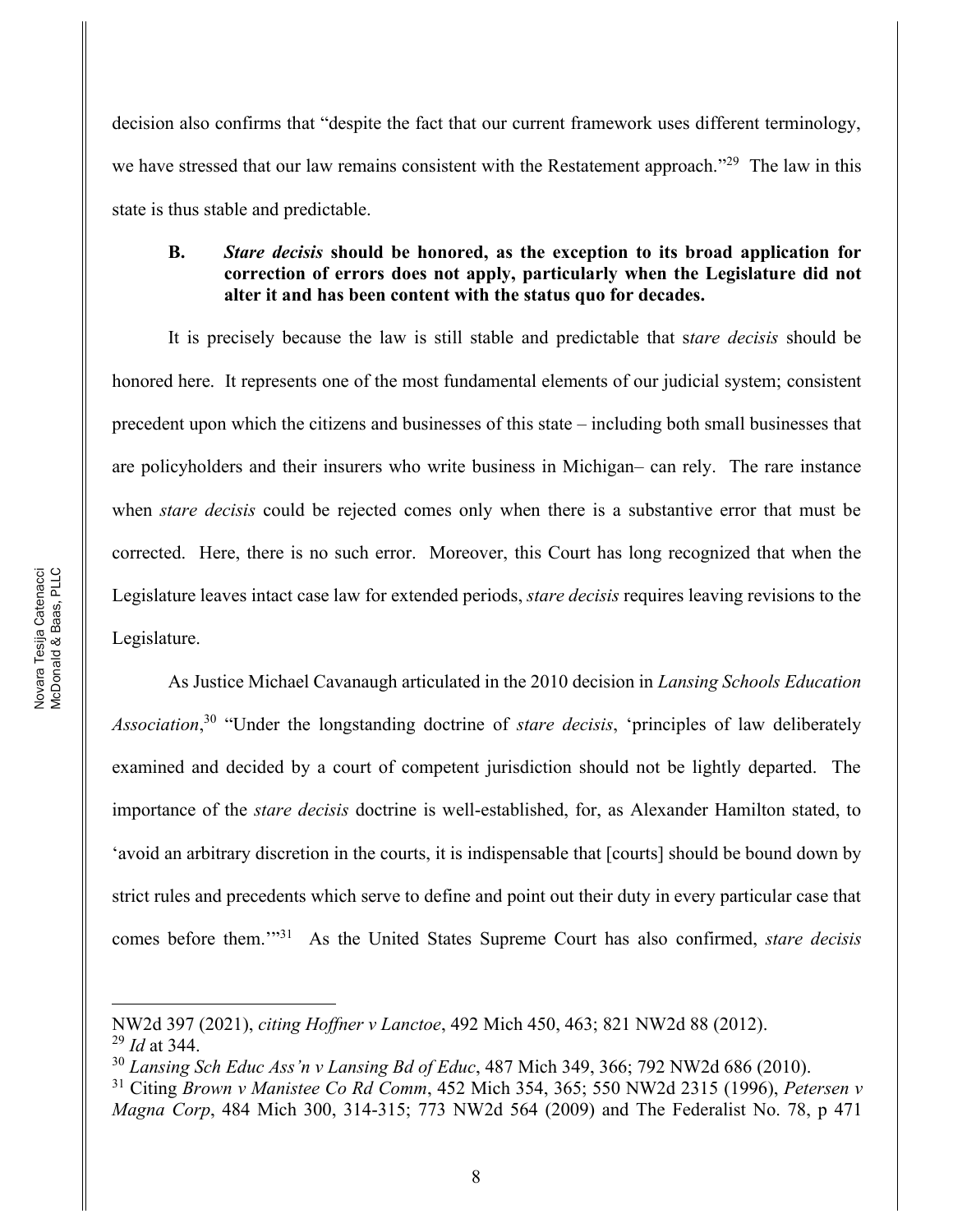decision also confirms that "despite the fact that our current framework uses different terminology, we have stressed that our law remains consistent with the Restatement approach."[29] The law in this state is thus stable and predictable.

**B. *Stare decisis* should be honored, as the exception to its broad application for correction of errors does not apply, particularly when the Legislature did not alter it and has been content with the status quo for decades.**

It is precisely because the law is still stable and predictable that s*tare decisis* should be honored here. It represents one of the most fundamental elements of our judicial system; consistent precedent upon which the citizens and businesses of this state – including both small businesses that are policyholders and their insurers who write business in Michigan– can rely. The rare instance when *stare decisis* could be rejected comes only when there is a substantive error that must be corrected. Here, there is no such error. Moreover, this Court has long recognized that when the Legislature leaves intact case law for extended periods, *stare decisis* requires leaving revisions to the Legislature.

As Justice Michael Cavanaugh articulated in the 2010 decision in *Lansing Schools Education Association*,[30] "Under the longstanding doctrine of *stare decisis*, 'principles of law deliberately examined and decided by a court of competent jurisdiction should not be lightly departed. The importance of the *stare decisis* doctrine is well-established, for, as Alexander Hamilton stated, to 'avoid an arbitrary discretion in the courts, it is indispensable that [courts] should be bound down by strict rules and precedents which serve to define and point out their duty in every particular case that comes before them.'"[31] As the United States Supreme Court has also confirmed, *stare decisis*

---

NW2d 397 (2021), *citing Hoffner v Lanctoe*, 492 Mich 450, 463; 821 NW2d 88 (2012).

[29] *Id* at 344.

[30] *Lansing Sch Educ Ass'n v Lansing Bd of Educ*, 487 Mich 349, 366; 792 NW2d 686 (2010).

[31] Citing *Brown v Manistee Co Rd Comm*, 452 Mich 354, 365; 550 NW2d 2315 (1996), *Petersen v Magna Corp*, 484 Mich 300, 314-315; 773 NW2d 564 (2009) and The Federalist No. 78, p 471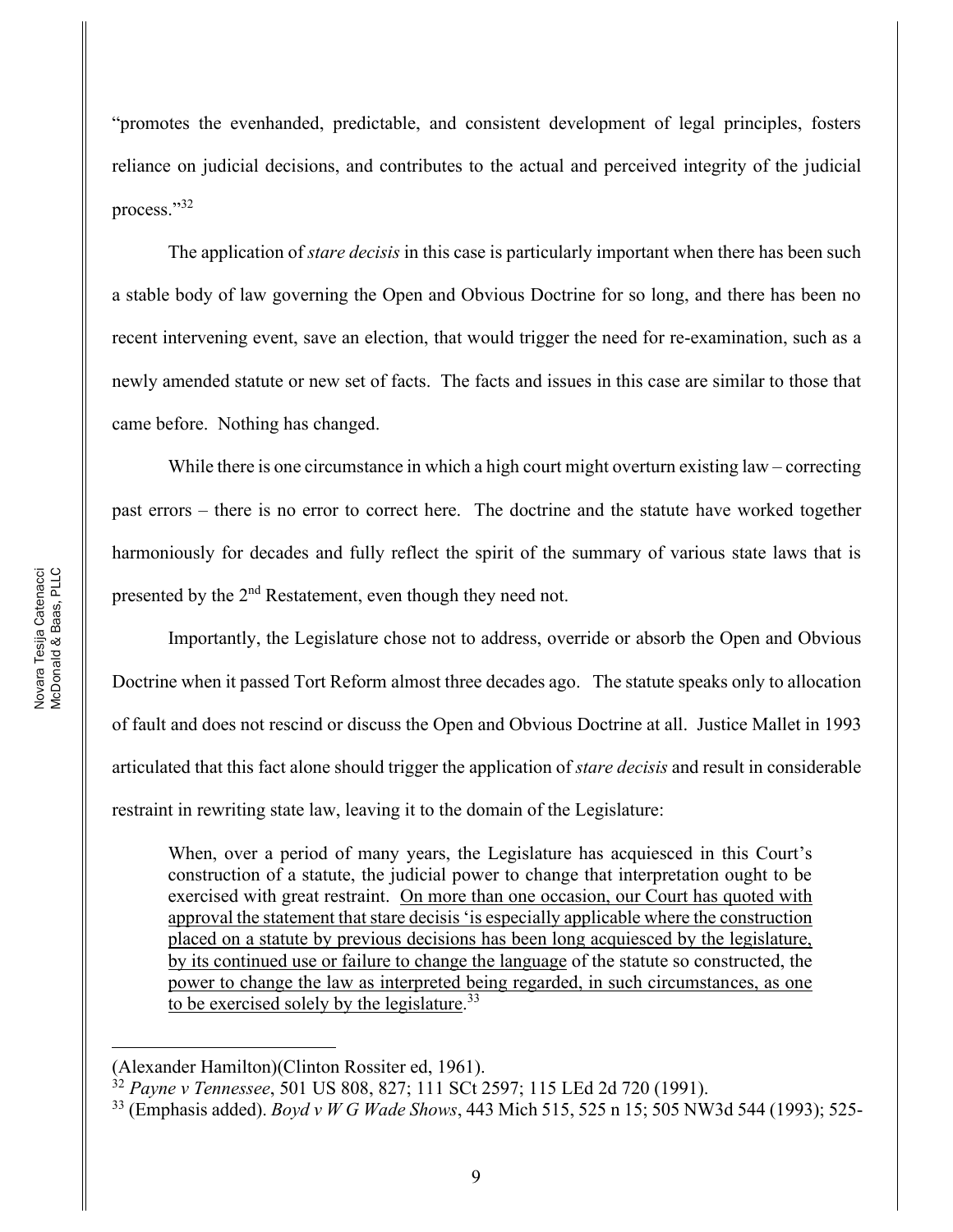"promotes the evenhanded, predictable, and consistent development of legal principles, fosters reliance on judicial decisions, and contributes to the actual and perceived integrity of the judicial process."[32]

The application of *stare decisis* in this case is particularly important when there has been such a stable body of law governing the Open and Obvious Doctrine for so long, and there has been no recent intervening event, save an election, that would trigger the need for re-examination, such as a newly amended statute or new set of facts. The facts and issues in this case are similar to those that came before. Nothing has changed.

While there is one circumstance in which a high court might overturn existing law – correcting past errors – there is no error to correct here. The doctrine and the statute have worked together harmoniously for decades and fully reflect the spirit of the summary of various state laws that is presented by the 2nd Restatement, even though they need not.

Importantly, the Legislature chose not to address, override or absorb the Open and Obvious Doctrine when it passed Tort Reform almost three decades ago. The statute speaks only to allocation of fault and does not rescind or discuss the Open and Obvious Doctrine at all. Justice Mallet in 1993 articulated that this fact alone should trigger the application of *stare decisis* and result in considerable restraint in rewriting state law, leaving it to the domain of the Legislature:

> When, over a period of many years, the Legislature has acquiesced in this Court's construction of a statute, the judicial power to change that interpretation ought to be exercised with great restraint. <u>On more than one occasion, our Court has quoted with approval the statement that stare decisis 'is especially applicable where the construction placed on a statute by previous decisions has been long acquiesced by the legislature, by its continued use or failure to change the language</u> of the statute so constructed, the <u>power to change the law as interpreted being regarded, in such circumstances, as one to be exercised solely by the legislature</u>.[33]

---

(Alexander Hamilton)(Clinton Rossiter ed, 1961).

[32] *Payne v Tennessee*, 501 US 808, 827; 111 SCt 2597; 115 LEd 2d 720 (1991).

[33] (Emphasis added). *Boyd v W G Wade Shows*, 443 Mich 515, 525 n 15; 505 NW3d 544 (1993); 525-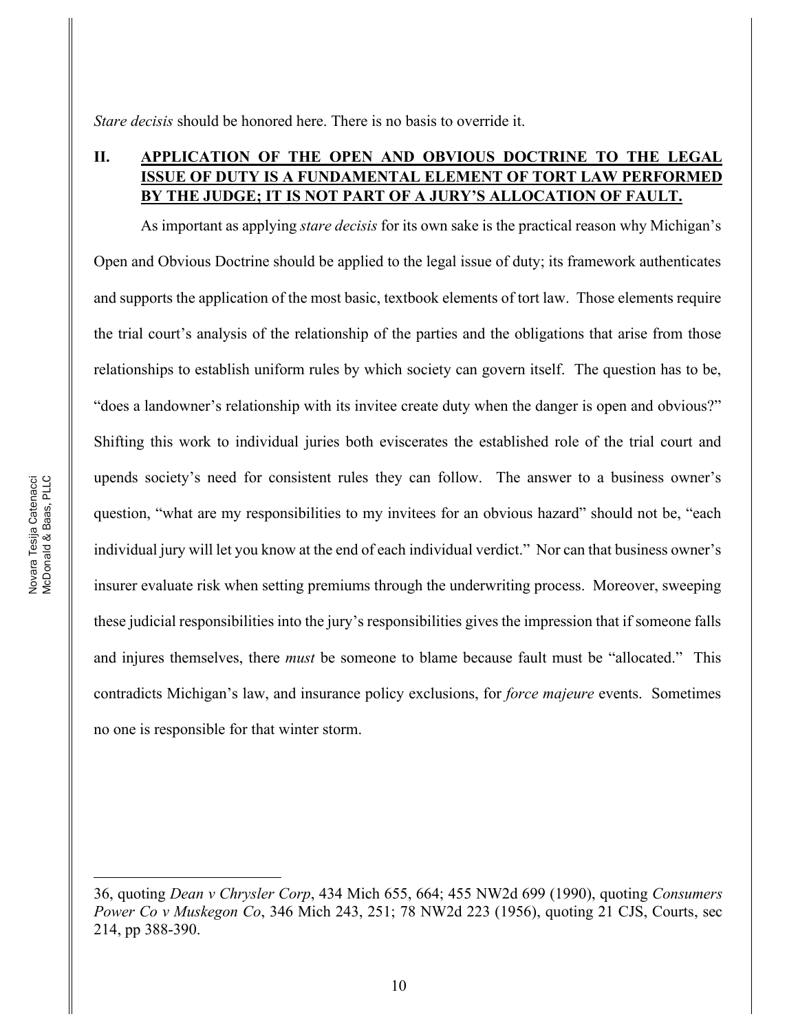*Stare decisis* should be honored here. There is no basis to override it.

## II. <u>APPLICATION OF THE OPEN AND OBVIOUS DOCTRINE TO THE LEGAL ISSUE OF DUTY IS A FUNDAMENTAL ELEMENT OF TORT LAW PERFORMED BY THE JUDGE; IT IS NOT PART OF A JURY'S ALLOCATION OF FAULT.</u>

As important as applying *stare decisis* for its own sake is the practical reason why Michigan's Open and Obvious Doctrine should be applied to the legal issue of duty; its framework authenticates and supports the application of the most basic, textbook elements of tort law. Those elements require the trial court's analysis of the relationship of the parties and the obligations that arise from those relationships to establish uniform rules by which society can govern itself. The question has to be, "does a landowner's relationship with its invitee create duty when the danger is open and obvious?" Shifting this work to individual juries both eviscerates the established role of the trial court and upends society's need for consistent rules they can follow. The answer to a business owner's question, "what are my responsibilities to my invitees for an obvious hazard" should not be, "each individual jury will let you know at the end of each individual verdict." Nor can that business owner's insurer evaluate risk when setting premiums through the underwriting process. Moreover, sweeping these judicial responsibilities into the jury's responsibilities gives the impression that if someone falls and injures themselves, there *must* be someone to blame because fault must be "allocated." This contradicts Michigan's law, and insurance policy exclusions, for *force majeure* events. Sometimes no one is responsible for that winter storm.

---

36, quoting *Dean v Chrysler Corp*, 434 Mich 655, 664; 455 NW2d 699 (1990), quoting *Consumers Power Co v Muskegon Co*, 346 Mich 243, 251; 78 NW2d 223 (1956), quoting 21 CJS, Courts, sec 214, pp 388-390.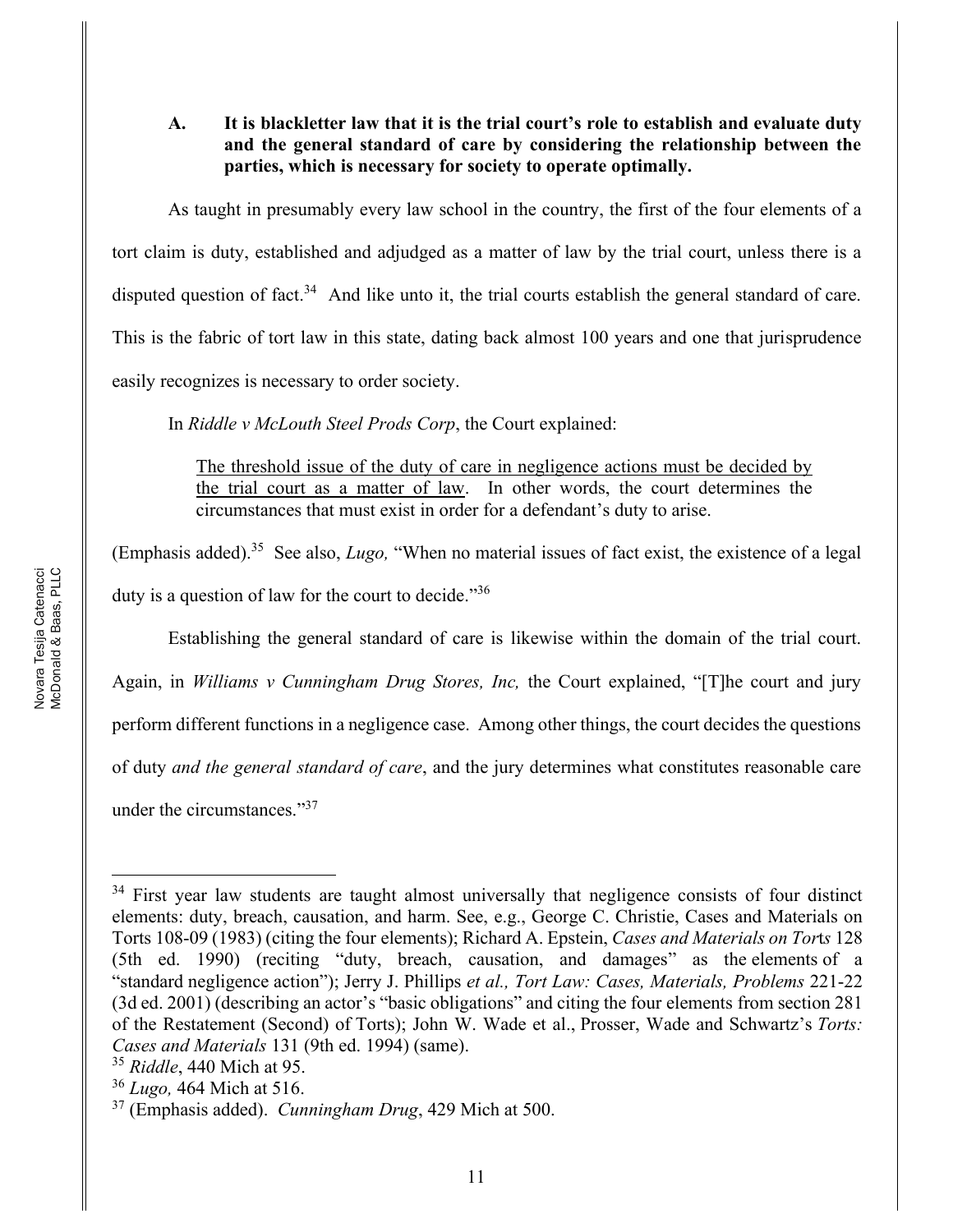### A. It is blackletter law that it is the trial court's role to establish and evaluate duty and the general standard of care by considering the relationship between the parties, which is necessary for society to operate optimally.

As taught in presumably every law school in the country, the first of the four elements of a tort claim is duty, established and adjudged as a matter of law by the trial court, unless there is a disputed question of fact.[34] And like unto it, the trial courts establish the general standard of care. This is the fabric of tort law in this state, dating back almost 100 years and one that jurisprudence easily recognizes is necessary to order society.

In *Riddle v McLouth Steel Prods Corp*, the Court explained:

> <u>The threshold issue of the duty of care in negligence actions must be decided by the trial court as a matter of law</u>. In other words, the court determines the circumstances that must exist in order for a defendant's duty to arise.

(Emphasis added).[35] See also, *Lugo,* "When no material issues of fact exist, the existence of a legal duty is a question of law for the court to decide."[36]

Establishing the general standard of care is likewise within the domain of the trial court. Again, in *Williams v Cunningham Drug Stores, Inc,* the Court explained, "[T]he court and jury perform different functions in a negligence case. Among other things, the court decides the questions of duty *and the general standard of care*, and the jury determines what constitutes reasonable care under the circumstances."[37]

---

[34] First year law students are taught almost universally that negligence consists of four distinct elements: duty, breach, causation, and harm. See, e.g., George C. Christie, Cases and Materials on Torts 108-09 (1983) (citing the four elements); Richard A. Epstein, *Cases and Materials on Torts* 128 (5th ed. 1990) (reciting "duty, breach, causation, and damages" as the elements of a "standard negligence action"); Jerry J. Phillips *et al., Tort Law: Cases, Materials, Problems* 221-22 (3d ed. 2001) (describing an actor's "basic obligations" and citing the four elements from section 281 of the Restatement (Second) of Torts); John W. Wade et al., Prosser, Wade and Schwartz's *Torts: Cases and Materials* 131 (9th ed. 1994) (same).

[35] *Riddle*, 440 Mich at 95.

[36] *Lugo,* 464 Mich at 516.

[37] (Emphasis added). *Cunningham Drug*, 429 Mich at 500.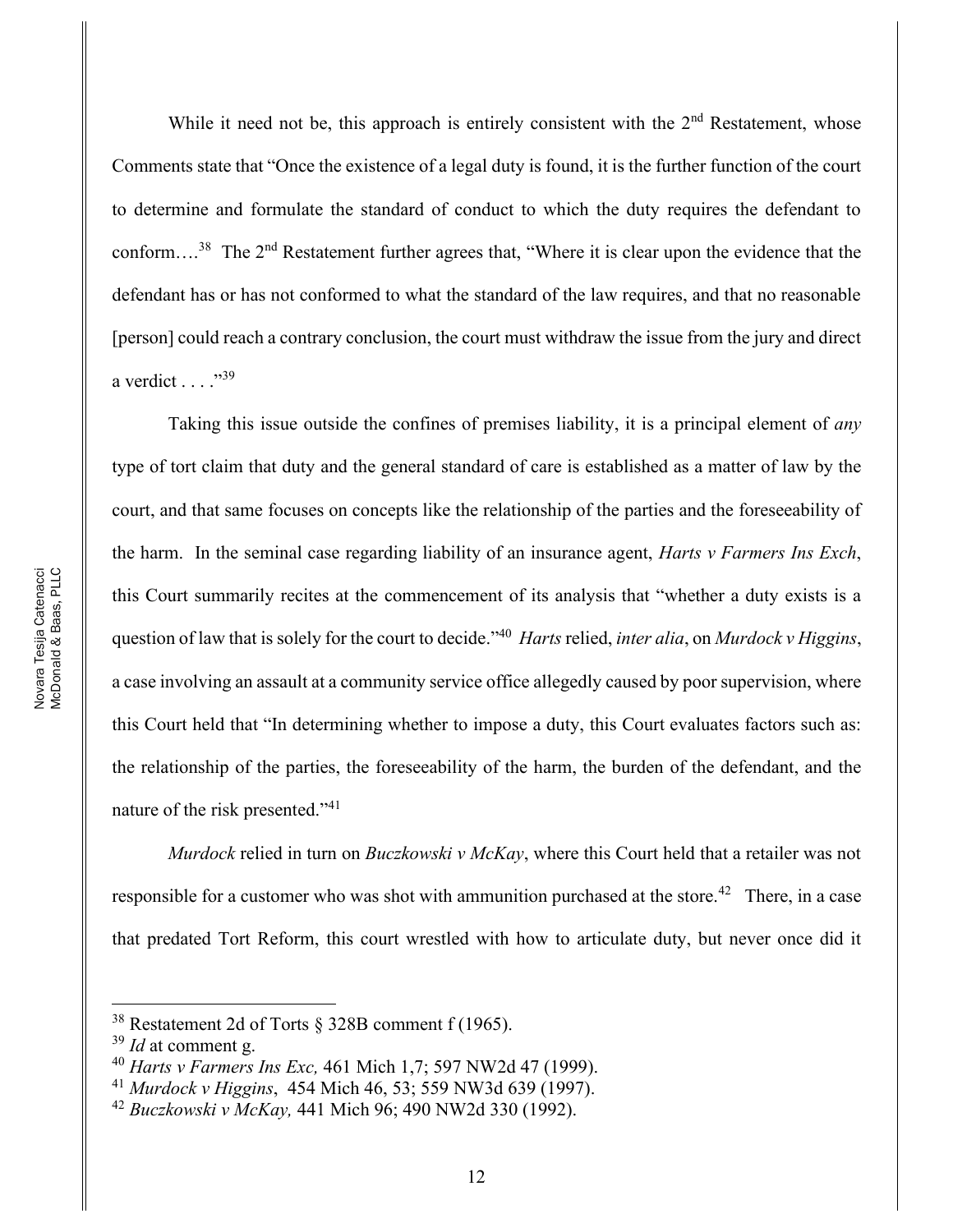While it need not be, this approach is entirely consistent with the 2nd Restatement, whose Comments state that "Once the existence of a legal duty is found, it is the further function of the court to determine and formulate the standard of conduct to which the duty requires the defendant to conform….[38] The 2nd Restatement further agrees that, "Where it is clear upon the evidence that the defendant has or has not conformed to what the standard of the law requires, and that no reasonable [person] could reach a contrary conclusion, the court must withdraw the issue from the jury and direct a verdict . . . ."[39]

Taking this issue outside the confines of premises liability, it is a principal element of *any* type of tort claim that duty and the general standard of care is established as a matter of law by the court, and that same focuses on concepts like the relationship of the parties and the foreseeability of the harm. In the seminal case regarding liability of an insurance agent, *Harts v Farmers Ins Exch*, this Court summarily recites at the commencement of its analysis that "whether a duty exists is a question of law that is solely for the court to decide."[40] *Harts* relied, *inter alia*, on *Murdock v Higgins*, a case involving an assault at a community service office allegedly caused by poor supervision, where this Court held that "In determining whether to impose a duty, this Court evaluates factors such as: the relationship of the parties, the foreseeability of the harm, the burden of the defendant, and the nature of the risk presented."[41]

*Murdock* relied in turn on *Buczkowski v McKay*, where this Court held that a retailer was not responsible for a customer who was shot with ammunition purchased at the store.[42] There, in a case that predated Tort Reform, this court wrestled with how to articulate duty, but never once did it

---

[38] Restatement 2d of Torts § 328B comment f (1965).

[39] *Id* at comment g.

[40] *Harts v Farmers Ins Exc,* 461 Mich 1,7; 597 NW2d 47 (1999).

[41] *Murdock v Higgins*, 454 Mich 46, 53; 559 NW3d 639 (1997).

[42] *Buczkowski v McKay,* 441 Mich 96; 490 NW2d 330 (1992).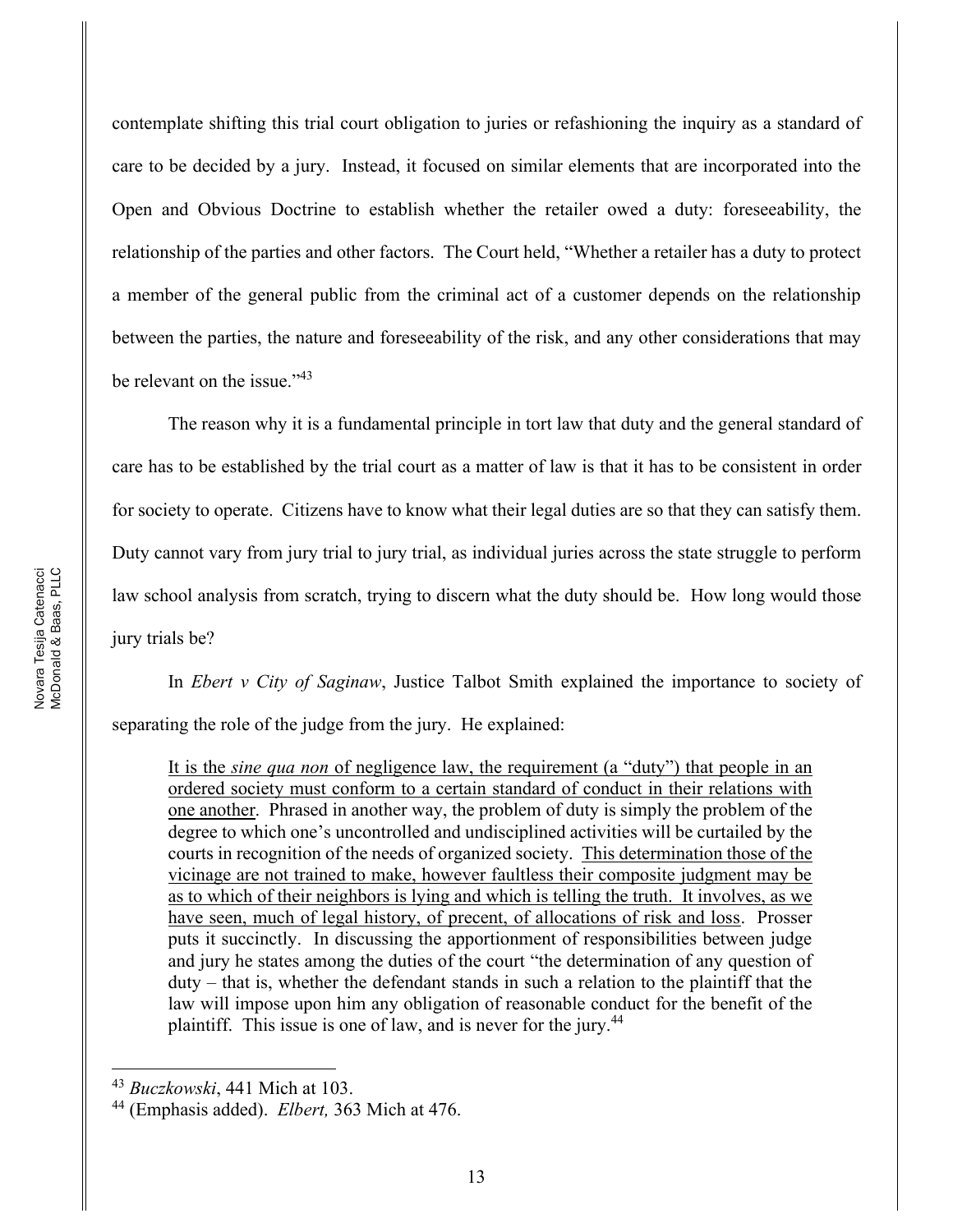contemplate shifting this trial court obligation to juries or refashioning the inquiry as a standard of care to be decided by a jury. Instead, it focused on similar elements that are incorporated into the Open and Obvious Doctrine to establish whether the retailer owed a duty: foreseeability, the relationship of the parties and other factors. The Court held, "Whether a retailer has a duty to protect a member of the general public from the criminal act of a customer depends on the relationship between the parties, the nature and foreseeability of the risk, and any other considerations that may be relevant on the issue."[43]

The reason why it is a fundamental principle in tort law that duty and the general standard of care has to be established by the trial court as a matter of law is that it has to be consistent in order for society to operate. Citizens have to know what their legal duties are so that they can satisfy them. Duty cannot vary from jury trial to jury trial, as individual juries across the state struggle to perform law school analysis from scratch, trying to discern what the duty should be. How long would those jury trials be?

In *Ebert v City of Saginaw*, Justice Talbot Smith explained the importance to society of separating the role of the judge from the jury. He explained:

> <u>It is the *sine qua non* of negligence law, the requirement (a "duty") that people in an ordered society must conform to a certain standard of conduct in their relations with one another</u>. Phrased in another way, the problem of duty is simply the problem of the degree to which one's uncontrolled and undisciplined activities will be curtailed by the courts in recognition of the needs of organized society. <u>This determination those of the vicinage are not trained to make, however faultless their composite judgment may be as to which of their neighbors is lying and which is telling the truth. It involves, as we have seen, much of legal history, of precent, of allocations of risk and loss</u>. Prosser puts it succinctly. In discussing the apportionment of responsibilities between judge and jury he states among the duties of the court "the determination of any question of duty – that is, whether the defendant stands in such a relation to the plaintiff that the law will impose upon him any obligation of reasonable conduct for the benefit of the plaintiff. This issue is one of law, and is never for the jury.[44]

---

[43] *Buczkowski*, 441 Mich at 103.

[44] (Emphasis added). *Elbert,* 363 Mich at 476.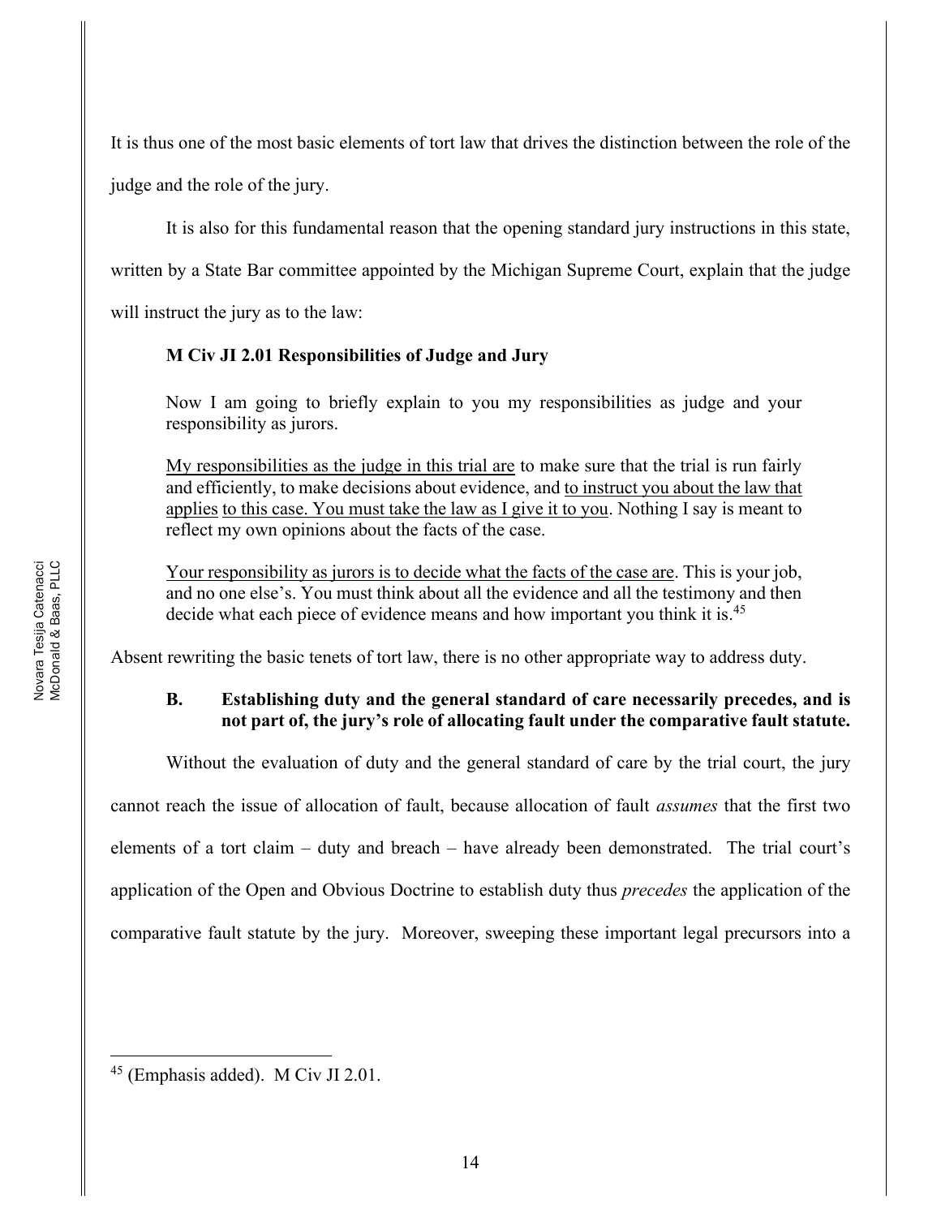It is thus one of the most basic elements of tort law that drives the distinction between the role of the judge and the role of the jury.

It is also for this fundamental reason that the opening standard jury instructions in this state, written by a State Bar committee appointed by the Michigan Supreme Court, explain that the judge will instruct the jury as to the law:

> **M Civ JI 2.01 Responsibilities of Judge and Jury**
>
> Now I am going to briefly explain to you my responsibilities as judge and your responsibility as jurors.
>
> <u>My responsibilities as the judge in this trial are</u> to make sure that the trial is run fairly and efficiently, to make decisions about evidence, and <u>to instruct you about the law that applies to this case. You must take the law as I give it to you</u>. Nothing I say is meant to reflect my own opinions about the facts of the case.
>
> <u>Your responsibility as jurors is to decide what the facts of the case are</u>. This is your job, and no one else's. You must think about all the evidence and all the testimony and then decide what each piece of evidence means and how important you think it is.[45]

Absent rewriting the basic tenets of tort law, there is no other appropriate way to address duty.

### B. Establishing duty and the general standard of care necessarily precedes, and is not part of, the jury's role of allocating fault under the comparative fault statute.

Without the evaluation of duty and the general standard of care by the trial court, the jury cannot reach the issue of allocation of fault, because allocation of fault *assumes* that the first two elements of a tort claim – duty and breach – have already been demonstrated. The trial court's application of the Open and Obvious Doctrine to establish duty thus *precedes* the application of the comparative fault statute by the jury. Moreover, sweeping these important legal precursors into a

---

[45] (Emphasis added). M Civ JI 2.01.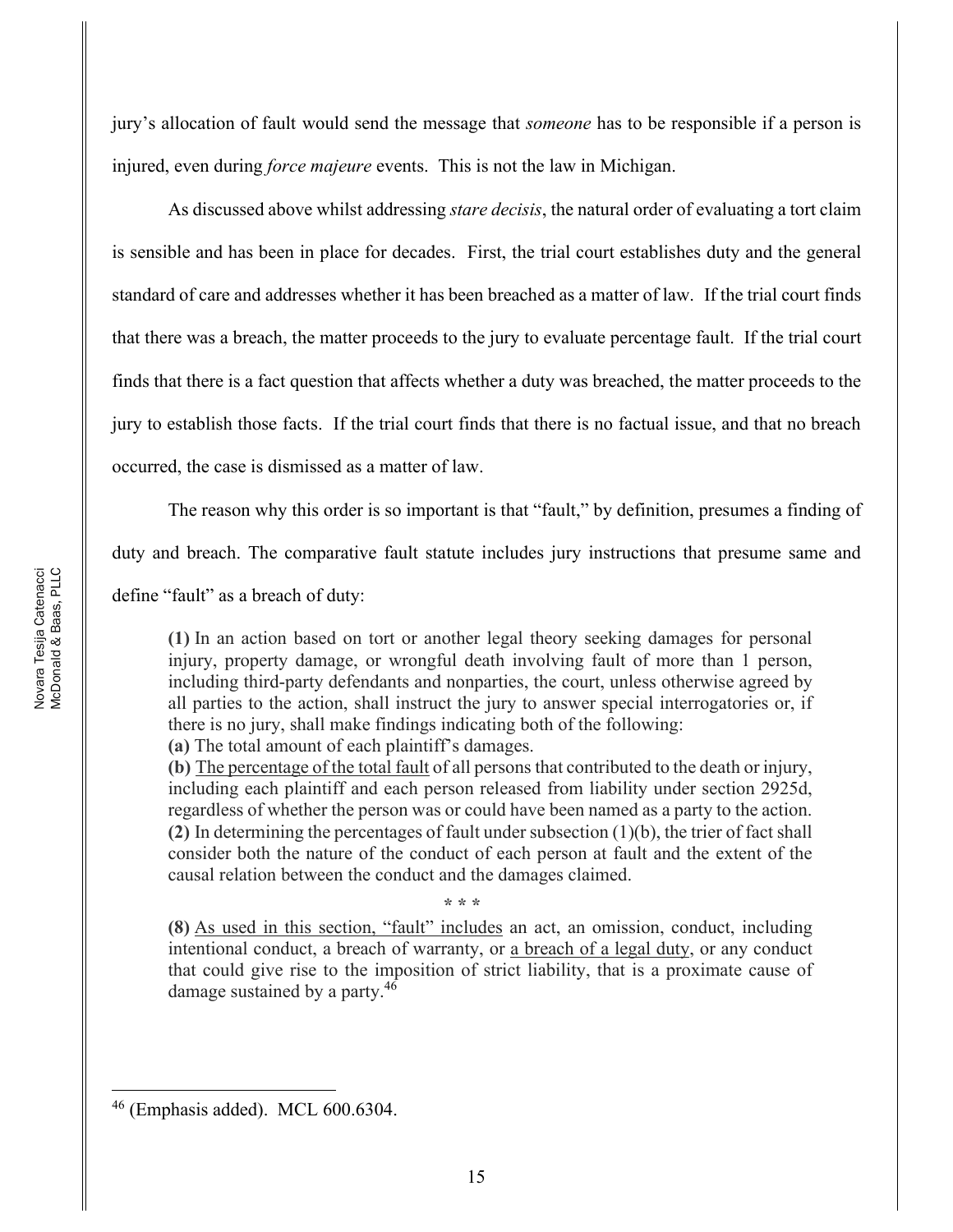jury's allocation of fault would send the message that *someone* has to be responsible if a person is injured, even during *force majeure* events. This is not the law in Michigan.

As discussed above whilst addressing *stare decisis*, the natural order of evaluating a tort claim is sensible and has been in place for decades. First, the trial court establishes duty and the general standard of care and addresses whether it has been breached as a matter of law. If the trial court finds that there was a breach, the matter proceeds to the jury to evaluate percentage fault. If the trial court finds that there is a fact question that affects whether a duty was breached, the matter proceeds to the jury to establish those facts. If the trial court finds that there is no factual issue, and that no breach occurred, the case is dismissed as a matter of law.

The reason why this order is so important is that "fault," by definition, presumes a finding of duty and breach. The comparative fault statute includes jury instructions that presume same and define "fault" as a breach of duty:

> **(1)** In an action based on tort or another legal theory seeking damages for personal injury, property damage, or wrongful death involving fault of more than 1 person, including third-party defendants and nonparties, the court, unless otherwise agreed by all parties to the action, shall instruct the jury to answer special interrogatories or, if there is no jury, shall make findings indicating both of the following:
> **(a)** The total amount of each plaintiff's damages.
> **(b)** <u>The percentage of the total fault</u> of all persons that contributed to the death or injury, including each plaintiff and each person released from liability under section 2925d, regardless of whether the person was or could have been named as a party to the action.
> **(2)** In determining the percentages of fault under subsection (1)(b), the trier of fact shall consider both the nature of the conduct of each person at fault and the extent of the causal relation between the conduct and the damages claimed.
>
> \* \* \*
>
> **(8)** <u>As used in this section, "fault" includes</u> an act, an omission, conduct, including intentional conduct, a breach of warranty, or <u>a breach of a legal duty</u>, or any conduct that could give rise to the imposition of strict liability, that is a proximate cause of damage sustained by a party.[46]

---

[46] (Emphasis added). MCL 600.6304.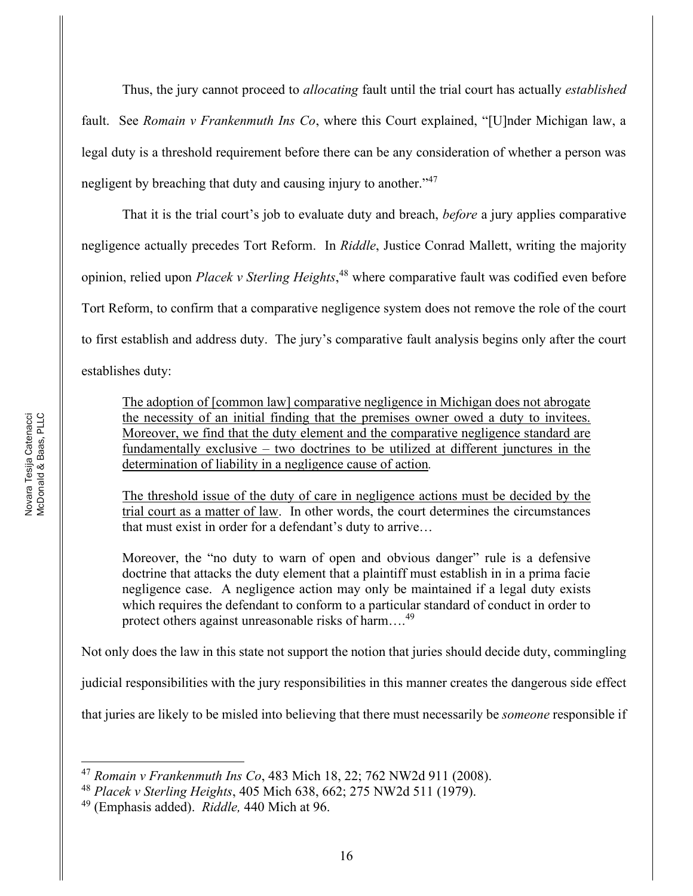Thus, the jury cannot proceed to *allocating* fault until the trial court has actually *established* fault. See *Romain v Frankenmuth Ins Co*, where this Court explained, "[U]nder Michigan law, a legal duty is a threshold requirement before there can be any consideration of whether a person was negligent by breaching that duty and causing injury to another."[47]

That it is the trial court's job to evaluate duty and breach, *before* a jury applies comparative negligence actually precedes Tort Reform. In *Riddle*, Justice Conrad Mallett, writing the majority opinion, relied upon *Placek v Sterling Heights*,[48] where comparative fault was codified even before Tort Reform, to confirm that a comparative negligence system does not remove the role of the court to first establish and address duty. The jury's comparative fault analysis begins only after the court establishes duty:

> <u>The adoption of [common law] comparative negligence in Michigan does not abrogate the necessity of an initial finding that the premises owner owed a duty to invitees. Moreover, we find that the duty element and the comparative negligence standard are fundamentally exclusive – two doctrines to be utilized at different junctures in the determination of liability in a negligence cause of action</u>.
>
> <u>The threshold issue of the duty of care in negligence actions must be decided by the trial court as a matter of law</u>. In other words, the court determines the circumstances that must exist in order for a defendant's duty to arrive…
>
> Moreover, the "no duty to warn of open and obvious danger" rule is a defensive doctrine that attacks the duty element that a plaintiff must establish in in a prima facie negligence case. A negligence action may only be maintained if a legal duty exists which requires the defendant to conform to a particular standard of conduct in order to protect others against unreasonable risks of harm….[49]

Not only does the law in this state not support the notion that juries should decide duty, commingling judicial responsibilities with the jury responsibilities in this manner creates the dangerous side effect that juries are likely to be misled into believing that there must necessarily be *someone* responsible if

---

[47] *Romain v Frankenmuth Ins Co*, 483 Mich 18, 22; 762 NW2d 911 (2008).

[48] *Placek v Sterling Heights*, 405 Mich 638, 662; 275 NW2d 511 (1979).

[49] (Emphasis added). *Riddle,* 440 Mich at 96.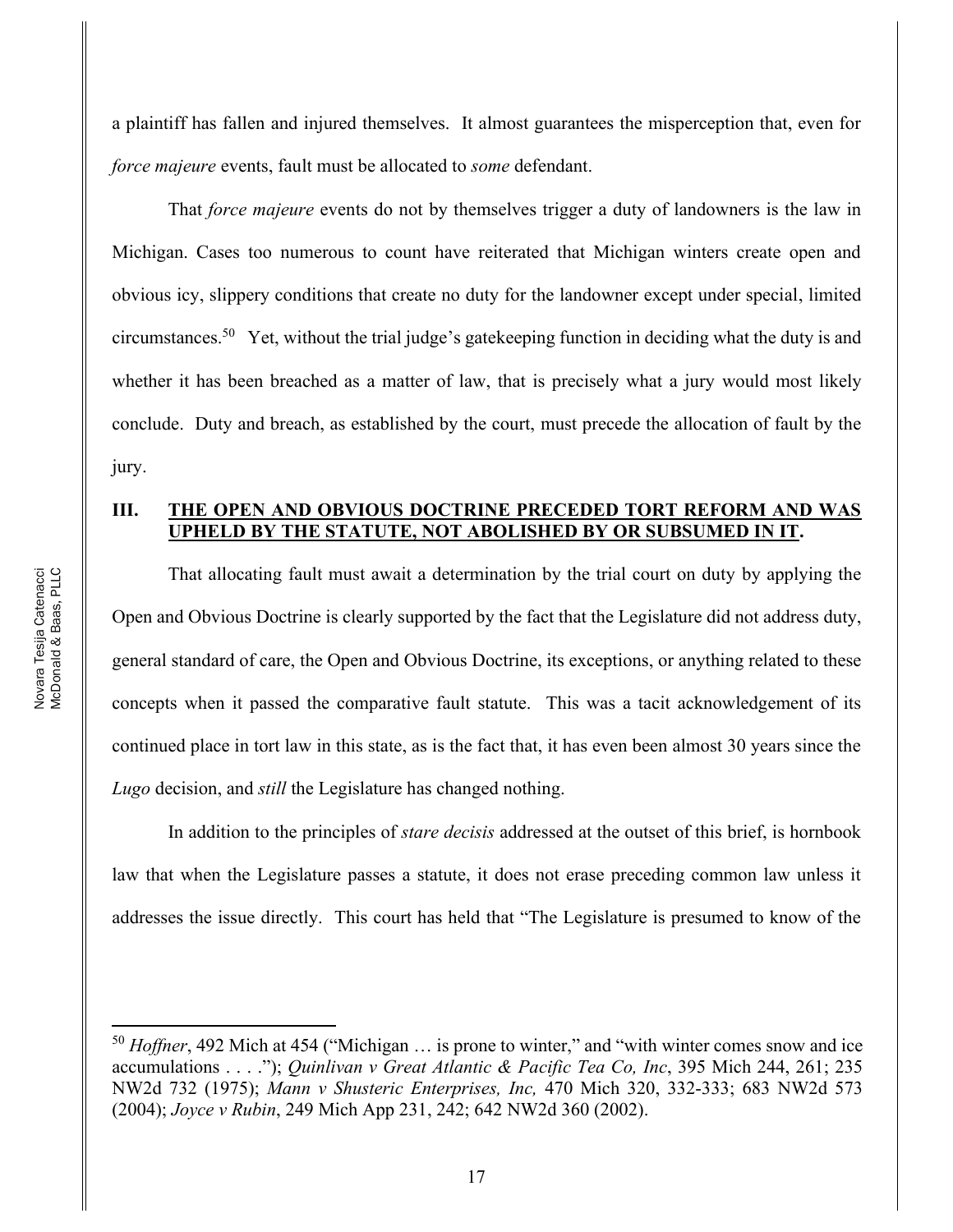a plaintiff has fallen and injured themselves. It almost guarantees the misperception that, even for *force majeure* events, fault must be allocated to *some* defendant.

That *force majeure* events do not by themselves trigger a duty of landowners is the law in Michigan. Cases too numerous to count have reiterated that Michigan winters create open and obvious icy, slippery conditions that create no duty for the landowner except under special, limited circumstances.[50] Yet, without the trial judge's gatekeeping function in deciding what the duty is and whether it has been breached as a matter of law, that is precisely what a jury would most likely conclude. Duty and breach, as established by the court, must precede the allocation of fault by the jury.

## III. THE OPEN AND OBVIOUS DOCTRINE PRECEDED TORT REFORM AND WAS UPHELD BY THE STATUTE, NOT ABOLISHED BY OR SUBSUMED IN IT.

That allocating fault must await a determination by the trial court on duty by applying the Open and Obvious Doctrine is clearly supported by the fact that the Legislature did not address duty, general standard of care, the Open and Obvious Doctrine, its exceptions, or anything related to these concepts when it passed the comparative fault statute. This was a tacit acknowledgement of its continued place in tort law in this state, as is the fact that, it has even been almost 30 years since the *Lugo* decision, and *still* the Legislature has changed nothing.

In addition to the principles of *stare decisis* addressed at the outset of this brief, is hornbook law that when the Legislature passes a statute, it does not erase preceding common law unless it addresses the issue directly. This court has held that "The Legislature is presumed to know of the

---

[50] *Hoffner*, 492 Mich at 454 ("Michigan … is prone to winter," and "with winter comes snow and ice accumulations . . . ."); *Quinlivan v Great Atlantic & Pacific Tea Co, Inc*, 395 Mich 244, 261; 235 NW2d 732 (1975); *Mann v Shusteric Enterprises, Inc,* 470 Mich 320, 332-333; 683 NW2d 573 (2004); *Joyce v Rubin*, 249 Mich App 231, 242; 642 NW2d 360 (2002).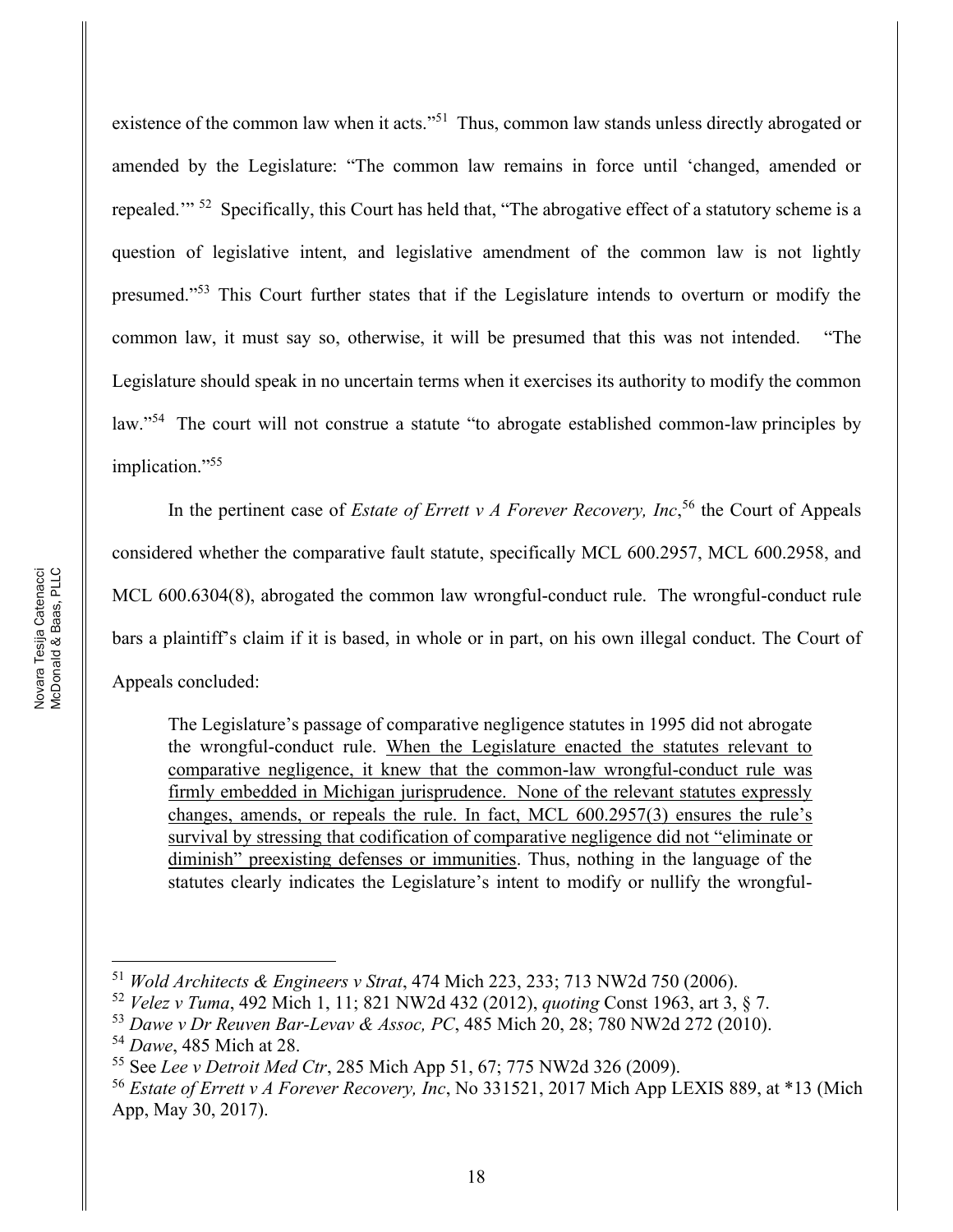existence of the common law when it acts."[51] Thus, common law stands unless directly abrogated or amended by the Legislature: "The common law remains in force until 'changed, amended or repealed.'"[52] Specifically, this Court has held that, "The abrogative effect of a statutory scheme is a question of legislative intent, and legislative amendment of the common law is not lightly presumed."[53] This Court further states that if the Legislature intends to overturn or modify the common law, it must say so, otherwise, it will be presumed that this was not intended. "The Legislature should speak in no uncertain terms when it exercises its authority to modify the common law."[54] The court will not construe a statute "to abrogate established common-law principles by implication."[55]

In the pertinent case of *Estate of Errett v A Forever Recovery, Inc*,[56] the Court of Appeals considered whether the comparative fault statute, specifically MCL 600.2957, MCL 600.2958, and MCL 600.6304(8), abrogated the common law wrongful-conduct rule. The wrongful-conduct rule bars a plaintiff's claim if it is based, in whole or in part, on his own illegal conduct. The Court of Appeals concluded:

> The Legislature's passage of comparative negligence statutes in 1995 did not abrogate the wrongful-conduct rule. <u>When the Legislature enacted the statutes relevant to comparative negligence, it knew that the common-law wrongful-conduct rule was firmly embedded in Michigan jurisprudence. None of the relevant statutes expressly changes, amends, or repeals the rule. In fact, MCL 600.2957(3) ensures the rule's survival by stressing that codification of comparative negligence did not "eliminate or diminish" preexisting defenses or immunities</u>. Thus, nothing in the language of the statutes clearly indicates the Legislature's intent to modify or nullify the wrongful-

---

[51] *Wold Architects & Engineers v Strat*, 474 Mich 223, 233; 713 NW2d 750 (2006).

[52] *Velez v Tuma*, 492 Mich 1, 11; 821 NW2d 432 (2012), *quoting* Const 1963, art 3, § 7.

[53] *Dawe v Dr Reuven Bar-Levav & Assoc, PC*, 485 Mich 20, 28; 780 NW2d 272 (2010).

[54] *Dawe*, 485 Mich at 28.

[55] See *Lee v Detroit Med Ctr*, 285 Mich App 51, 67; 775 NW2d 326 (2009).

[56] *Estate of Errett v A Forever Recovery, Inc*, No 331521, 2017 Mich App LEXIS 889, at *13 (Mich App, May 30, 2017).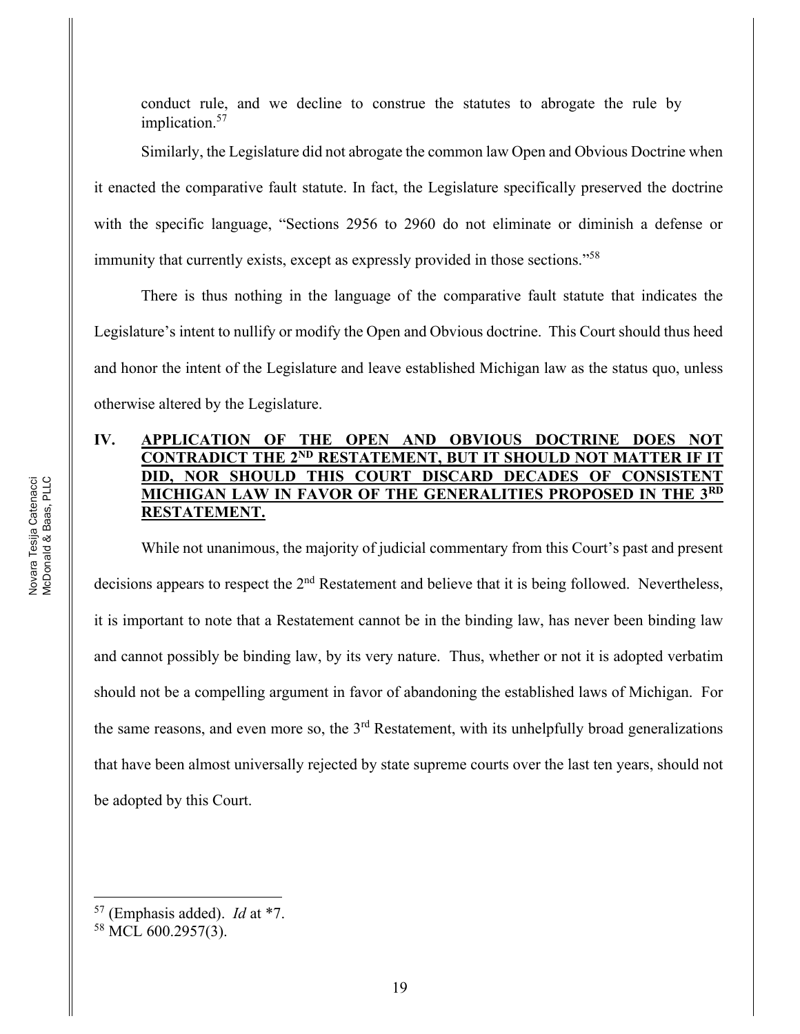conduct rule, and we decline to construe the statutes to abrogate the rule by implication.[57]

Similarly, the Legislature did not abrogate the common law Open and Obvious Doctrine when it enacted the comparative fault statute. In fact, the Legislature specifically preserved the doctrine with the specific language, "Sections 2956 to 2960 do not eliminate or diminish a defense or immunity that currently exists, except as expressly provided in those sections."[58]

There is thus nothing in the language of the comparative fault statute that indicates the Legislature's intent to nullify or modify the Open and Obvious doctrine. This Court should thus heed and honor the intent of the Legislature and leave established Michigan law as the status quo, unless otherwise altered by the Legislature.

## IV. APPLICATION OF THE OPEN AND OBVIOUS DOCTRINE DOES NOT CONTRADICT THE 2ND RESTATEMENT, BUT IT SHOULD NOT MATTER IF IT DID, NOR SHOULD THIS COURT DISCARD DECADES OF CONSISTENT MICHIGAN LAW IN FAVOR OF THE GENERALITIES PROPOSED IN THE 3RD RESTATEMENT.

While not unanimous, the majority of judicial commentary from this Court's past and present decisions appears to respect the 2nd Restatement and believe that it is being followed. Nevertheless, it is important to note that a Restatement cannot be in the binding law, has never been binding law and cannot possibly be binding law, by its very nature. Thus, whether or not it is adopted verbatim should not be a compelling argument in favor of abandoning the established laws of Michigan. For the same reasons, and even more so, the 3rd Restatement, with its unhelpfully broad generalizations that have been almost universally rejected by state supreme courts over the last ten years, should not be adopted by this Court.

---

[57] (Emphasis added). *Id* at \*7.

[58] MCL 600.2957(3).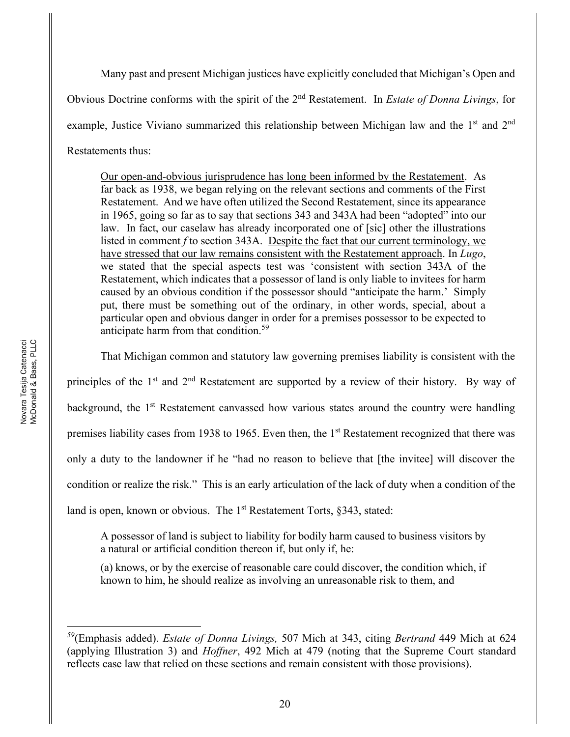Many past and present Michigan justices have explicitly concluded that Michigan's Open and Obvious Doctrine conforms with the spirit of the 2nd Restatement. In *Estate of Donna Livings*, for example, Justice Viviano summarized this relationship between Michigan law and the 1st and 2nd Restatements thus:

> <u>Our open-and-obvious jurisprudence has long been informed by the Restatement</u>. As far back as 1938, we began relying on the relevant sections and comments of the First Restatement. And we have often utilized the Second Restatement, since its appearance in 1965, going so far as to say that sections 343 and 343A had been "adopted" into our law. In fact, our caselaw has already incorporated one of [sic] other the illustrations listed in comment *f* to section 343A. <u>Despite the fact that our current terminology, we have stressed that our law remains consistent with the Restatement approach</u>. In *Lugo*, we stated that the special aspects test was 'consistent with section 343A of the Restatement, which indicates that a possessor of land is only liable to invitees for harm caused by an obvious condition if the possessor should "anticipate the harm.' Simply put, there must be something out of the ordinary, in other words, special, about a particular open and obvious danger in order for a premises possessor to be expected to anticipate harm from that condition.[59]

That Michigan common and statutory law governing premises liability is consistent with the principles of the 1st and 2nd Restatement are supported by a review of their history. By way of background, the 1st Restatement canvassed how various states around the country were handling premises liability cases from 1938 to 1965. Even then, the 1st Restatement recognized that there was only a duty to the landowner if he "had no reason to believe that [the invitee] will discover the condition or realize the risk." This is an early articulation of the lack of duty when a condition of the land is open, known or obvious. The 1st Restatement Torts, §343, stated:

> A possessor of land is subject to liability for bodily harm caused to business visitors by a natural or artificial condition thereon if, but only if, he:
>
> (a) knows, or by the exercise of reasonable care could discover, the condition which, if known to him, he should realize as involving an unreasonable risk to them, and

---

[59] (Emphasis added). *Estate of Donna Livings,* 507 Mich at 343, citing *Bertrand* 449 Mich at 624 (applying Illustration 3) and *Hoffner*, 492 Mich at 479 (noting that the Supreme Court standard reflects case law that relied on these sections and remain consistent with those provisions).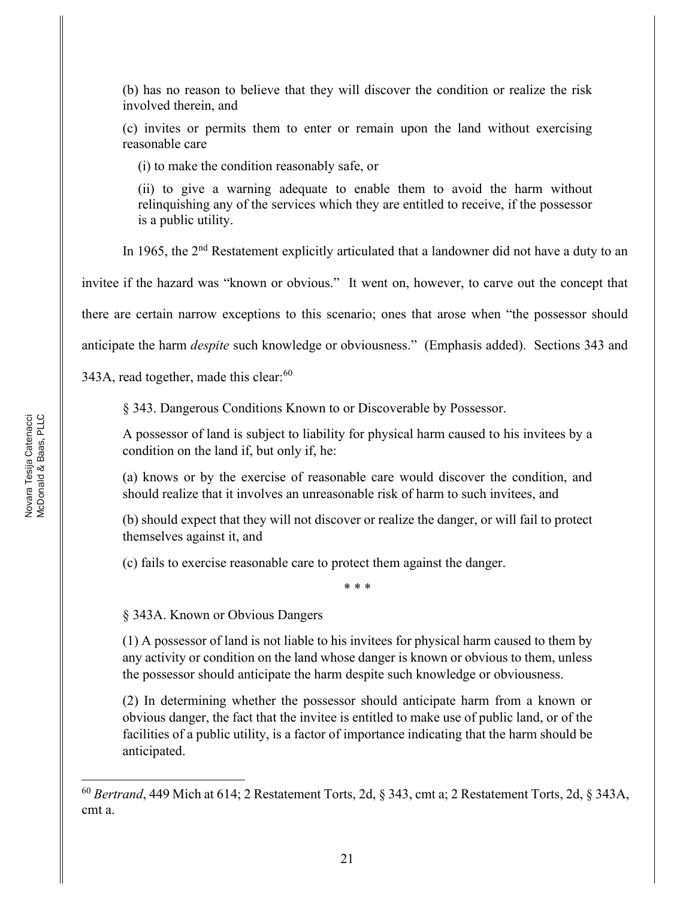(b) has no reason to believe that they will discover the condition or realize the risk involved therein, and

(c) invites or permits them to enter or remain upon the land without exercising reasonable care

(i) to make the condition reasonably safe, or

(ii) to give a warning adequate to enable them to avoid the harm without relinquishing any of the services which they are entitled to receive, if the possessor is a public utility.

In 1965, the 2nd Restatement explicitly articulated that a landowner did not have a duty to an invitee if the hazard was "known or obvious." It went on, however, to carve out the concept that there are certain narrow exceptions to this scenario; ones that arose when "the possessor should anticipate the harm *despite* such knowledge or obviousness." (Emphasis added). Sections 343 and 343A, read together, made this clear:[60]

§ 343. Dangerous Conditions Known to or Discoverable by Possessor.

A possessor of land is subject to liability for physical harm caused to his invitees by a condition on the land if, but only if, he:

(a) knows or by the exercise of reasonable care would discover the condition, and should realize that it involves an unreasonable risk of harm to such invitees, and

(b) should expect that they will not discover or realize the danger, or will fail to protect themselves against it, and

(c) fails to exercise reasonable care to protect them against the danger.

\* \* \*

§ 343A. Known or Obvious Dangers

(1) A possessor of land is not liable to his invitees for physical harm caused to them by any activity or condition on the land whose danger is known or obvious to them, unless the possessor should anticipate the harm despite such knowledge or obviousness.

(2) In determining whether the possessor should anticipate harm from a known or obvious danger, the fact that the invitee is entitled to make use of public land, or of the facilities of a public utility, is a factor of importance indicating that the harm should be anticipated.

---

[60] *Bertrand*, 449 Mich at 614; 2 Restatement Torts, 2d, § 343, cmt a; 2 Restatement Torts, 2d, § 343A, cmt a.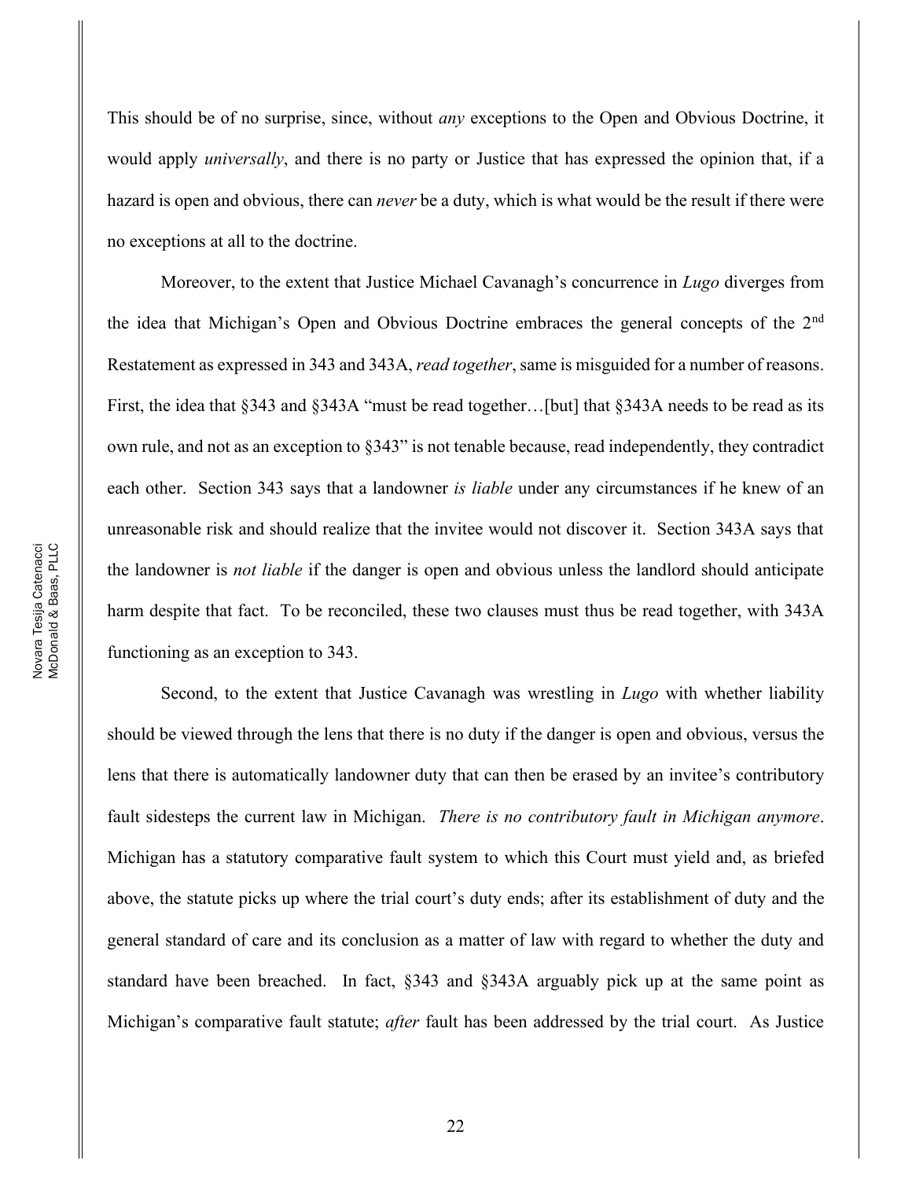This should be of no surprise, since, without *any* exceptions to the Open and Obvious Doctrine, it would apply *universally*, and there is no party or Justice that has expressed the opinion that, if a hazard is open and obvious, there can *never* be a duty, which is what would be the result if there were no exceptions at all to the doctrine.

Moreover, to the extent that Justice Michael Cavanagh's concurrence in *Lugo* diverges from the idea that Michigan's Open and Obvious Doctrine embraces the general concepts of the 2nd Restatement as expressed in 343 and 343A, *read together*, same is misguided for a number of reasons. First, the idea that §343 and §343A "must be read together…[but] that §343A needs to be read as its own rule, and not as an exception to §343" is not tenable because, read independently, they contradict each other. Section 343 says that a landowner *is liable* under any circumstances if he knew of an unreasonable risk and should realize that the invitee would not discover it. Section 343A says that the landowner is *not liable* if the danger is open and obvious unless the landlord should anticipate harm despite that fact. To be reconciled, these two clauses must thus be read together, with 343A functioning as an exception to 343.

Second, to the extent that Justice Cavanagh was wrestling in *Lugo* with whether liability should be viewed through the lens that there is no duty if the danger is open and obvious, versus the lens that there is automatically landowner duty that can then be erased by an invitee's contributory fault sidesteps the current law in Michigan. *There is no contributory fault in Michigan anymore*. Michigan has a statutory comparative fault system to which this Court must yield and, as briefed above, the statute picks up where the trial court's duty ends; after its establishment of duty and the general standard of care and its conclusion as a matter of law with regard to whether the duty and standard have been breached. In fact, §343 and §343A arguably pick up at the same point as Michigan's comparative fault statute; *after* fault has been addressed by the trial court. As Justice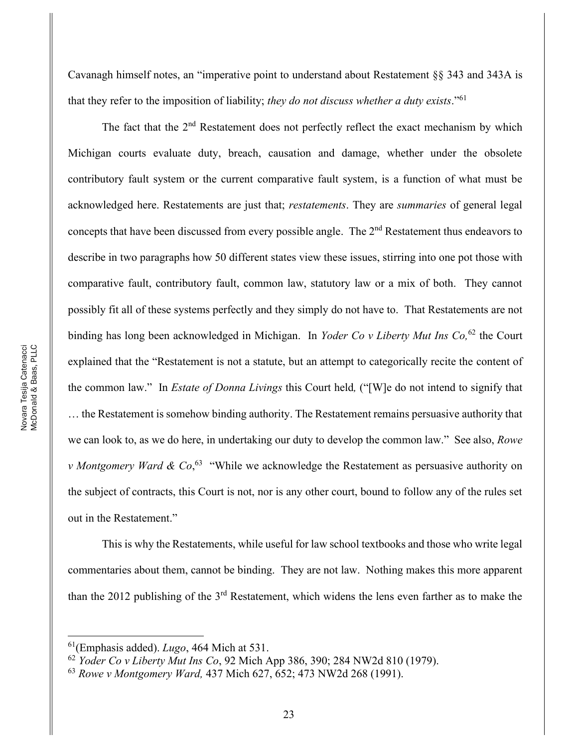Cavanagh himself notes, an "imperative point to understand about Restatement §§ 343 and 343A is that they refer to the imposition of liability; *they do not discuss whether a duty exists*."[61]

The fact that the 2nd Restatement does not perfectly reflect the exact mechanism by which Michigan courts evaluate duty, breach, causation and damage, whether under the obsolete contributory fault system or the current comparative fault system, is a function of what must be acknowledged here. Restatements are just that; *restatements*. They are *summaries* of general legal concepts that have been discussed from every possible angle. The 2nd Restatement thus endeavors to describe in two paragraphs how 50 different states view these issues, stirring into one pot those with comparative fault, contributory fault, common law, statutory law or a mix of both. They cannot possibly fit all of these systems perfectly and they simply do not have to. That Restatements are not binding has long been acknowledged in Michigan. In *Yoder Co v Liberty Mut Ins Co,*[62] the Court explained that the "Restatement is not a statute, but an attempt to categorically recite the content of the common law." In *Estate of Donna Livings* this Court held*,* ("[W]e do not intend to signify that … the Restatement is somehow binding authority. The Restatement remains persuasive authority that we can look to, as we do here, in undertaking our duty to develop the common law." See also, *Rowe v Montgomery Ward & Co*,[63] "While we acknowledge the Restatement as persuasive authority on the subject of contracts, this Court is not, nor is any other court, bound to follow any of the rules set out in the Restatement."

This is why the Restatements, while useful for law school textbooks and those who write legal commentaries about them, cannot be binding. They are not law. Nothing makes this more apparent than the 2012 publishing of the 3rd Restatement, which widens the lens even farther as to make the

---

[61](Emphasis added). *Lugo*, 464 Mich at 531.

[62] *Yoder Co v Liberty Mut Ins Co*, 92 Mich App 386, 390; 284 NW2d 810 (1979).

[63] *Rowe v Montgomery Ward,* 437 Mich 627, 652; 473 NW2d 268 (1991).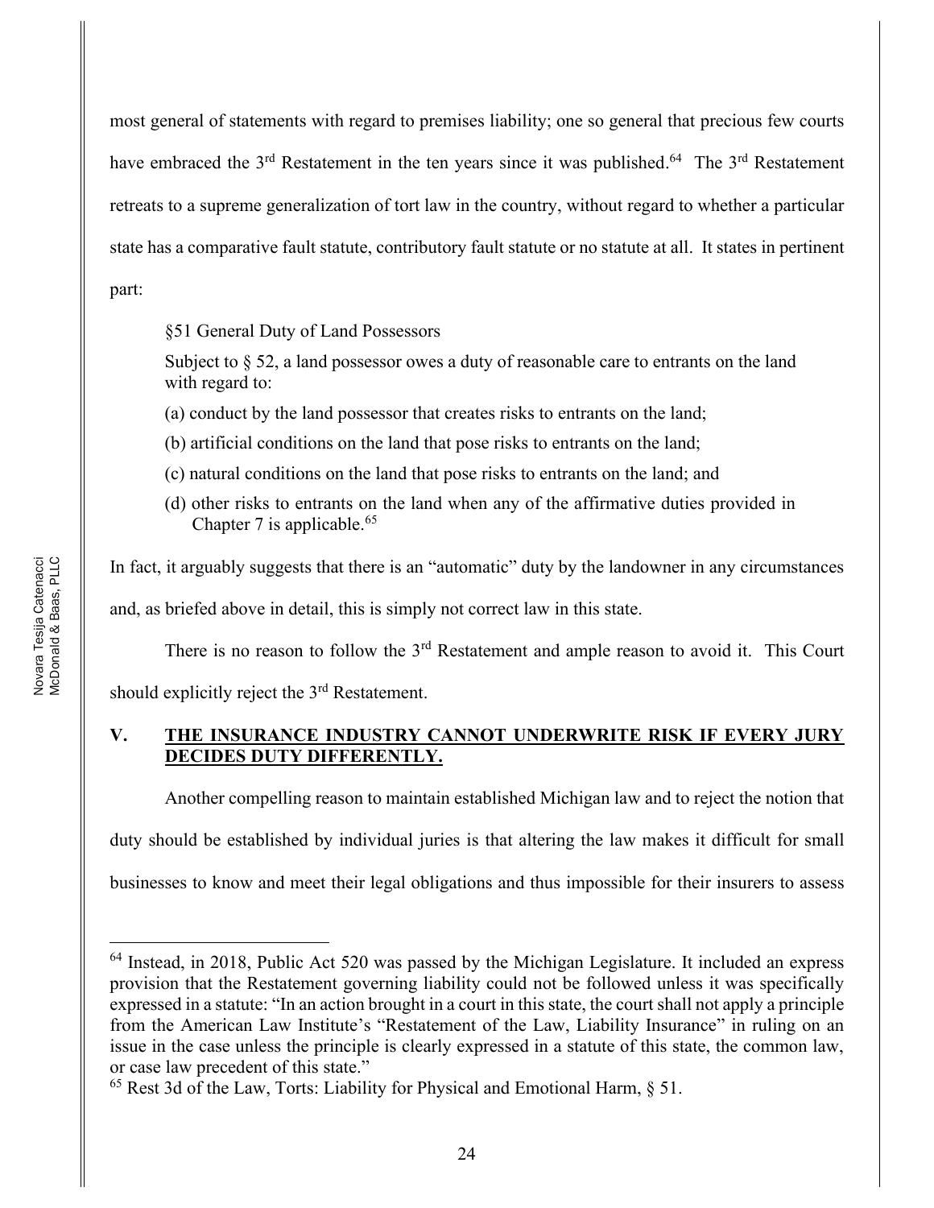most general of statements with regard to premises liability; one so general that precious few courts have embraced the 3rd Restatement in the ten years since it was published.[64] The 3rd Restatement retreats to a supreme generalization of tort law in the country, without regard to whether a particular state has a comparative fault statute, contributory fault statute or no statute at all. It states in pertinent part:

> §51 General Duty of Land Possessors
>
> Subject to § 52, a land possessor owes a duty of reasonable care to entrants on the land with regard to:
>
> (a) conduct by the land possessor that creates risks to entrants on the land;
>
> (b) artificial conditions on the land that pose risks to entrants on the land;
>
> (c) natural conditions on the land that pose risks to entrants on the land; and
>
> (d) other risks to entrants on the land when any of the affirmative duties provided in Chapter 7 is applicable.[65]

In fact, it arguably suggests that there is an "automatic" duty by the landowner in any circumstances and, as briefed above in detail, this is simply not correct law in this state.

There is no reason to follow the 3rd Restatement and ample reason to avoid it. This Court should explicitly reject the 3rd Restatement.

## V. THE INSURANCE INDUSTRY CANNOT UNDERWRITE RISK IF EVERY JURY DECIDES DUTY DIFFERENTLY.

Another compelling reason to maintain established Michigan law and to reject the notion that duty should be established by individual juries is that altering the law makes it difficult for small businesses to know and meet their legal obligations and thus impossible for their insurers to assess

---

[64] Instead, in 2018, Public Act 520 was passed by the Michigan Legislature. It included an express provision that the Restatement governing liability could not be followed unless it was specifically expressed in a statute: "In an action brought in a court in this state, the court shall not apply a principle from the American Law Institute's "Restatement of the Law, Liability Insurance" in ruling on an issue in the case unless the principle is clearly expressed in a statute of this state, the common law, or case law precedent of this state."

[65] Rest 3d of the Law, Torts: Liability for Physical and Emotional Harm, § 51.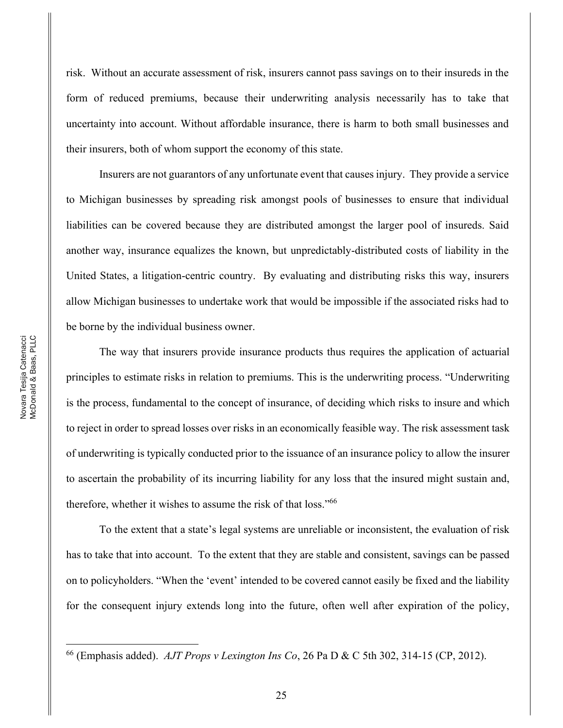risk. Without an accurate assessment of risk, insurers cannot pass savings on to their insureds in the form of reduced premiums, because their underwriting analysis necessarily has to take that uncertainty into account. Without affordable insurance, there is harm to both small businesses and their insurers, both of whom support the economy of this state.

Insurers are not guarantors of any unfortunate event that causes injury. They provide a service to Michigan businesses by spreading risk amongst pools of businesses to ensure that individual liabilities can be covered because they are distributed amongst the larger pool of insureds. Said another way, insurance equalizes the known, but unpredictably-distributed costs of liability in the United States, a litigation-centric country. By evaluating and distributing risks this way, insurers allow Michigan businesses to undertake work that would be impossible if the associated risks had to be borne by the individual business owner.

The way that insurers provide insurance products thus requires the application of actuarial principles to estimate risks in relation to premiums. This is the underwriting process. "Underwriting is the process, fundamental to the concept of insurance, of deciding which risks to insure and which to reject in order to spread losses over risks in an economically feasible way. The risk assessment task of underwriting is typically conducted prior to the issuance of an insurance policy to allow the insurer to ascertain the probability of its incurring liability for any loss that the insured might sustain and, therefore, whether it wishes to assume the risk of that loss."[66]

To the extent that a state's legal systems are unreliable or inconsistent, the evaluation of risk has to take that into account. To the extent that they are stable and consistent, savings can be passed on to policyholders. "When the 'event' intended to be covered cannot easily be fixed and the liability for the consequent injury extends long into the future, often well after expiration of the policy,

---

[66] (Emphasis added). *AJT Props v Lexington Ins Co*, 26 Pa D & C 5th 302, 314-15 (CP, 2012).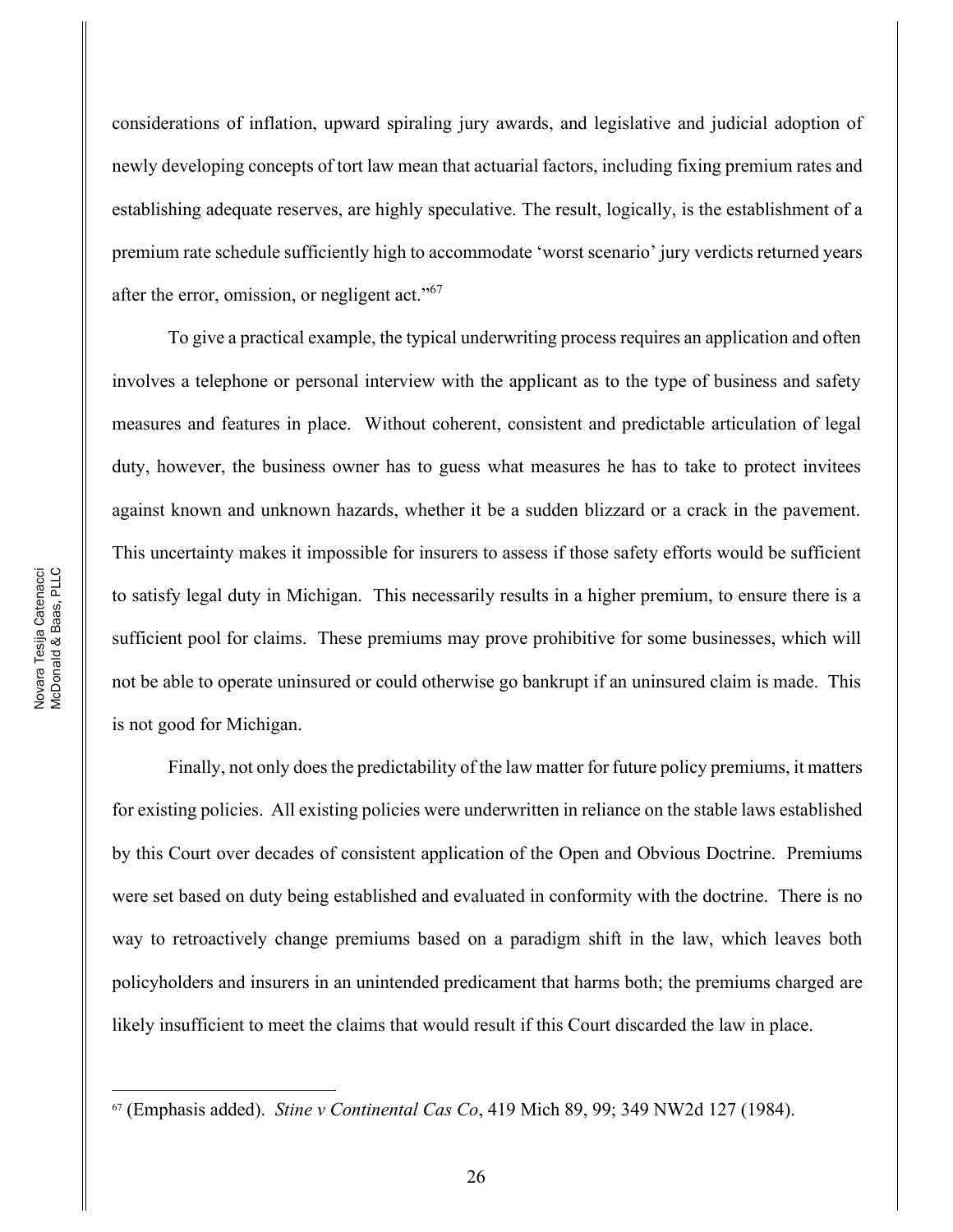considerations of inflation, upward spiraling jury awards, and legislative and judicial adoption of newly developing concepts of tort law mean that actuarial factors, including fixing premium rates and establishing adequate reserves, are highly speculative. The result, logically, is the establishment of a premium rate schedule sufficiently high to accommodate 'worst scenario' jury verdicts returned years after the error, omission, or negligent act."[67]

To give a practical example, the typical underwriting process requires an application and often involves a telephone or personal interview with the applicant as to the type of business and safety measures and features in place. Without coherent, consistent and predictable articulation of legal duty, however, the business owner has to guess what measures he has to take to protect invitees against known and unknown hazards, whether it be a sudden blizzard or a crack in the pavement. This uncertainty makes it impossible for insurers to assess if those safety efforts would be sufficient to satisfy legal duty in Michigan. This necessarily results in a higher premium, to ensure there is a sufficient pool for claims. These premiums may prove prohibitive for some businesses, which will not be able to operate uninsured or could otherwise go bankrupt if an uninsured claim is made. This is not good for Michigan.

Finally, not only does the predictability of the law matter for future policy premiums, it matters for existing policies. All existing policies were underwritten in reliance on the stable laws established by this Court over decades of consistent application of the Open and Obvious Doctrine. Premiums were set based on duty being established and evaluated in conformity with the doctrine. There is no way to retroactively change premiums based on a paradigm shift in the law, which leaves both policyholders and insurers in an unintended predicament that harms both; the premiums charged are likely insufficient to meet the claims that would result if this Court discarded the law in place.

---

[67] (Emphasis added). *Stine v Continental Cas Co*, 419 Mich 89, 99; 349 NW2d 127 (1984).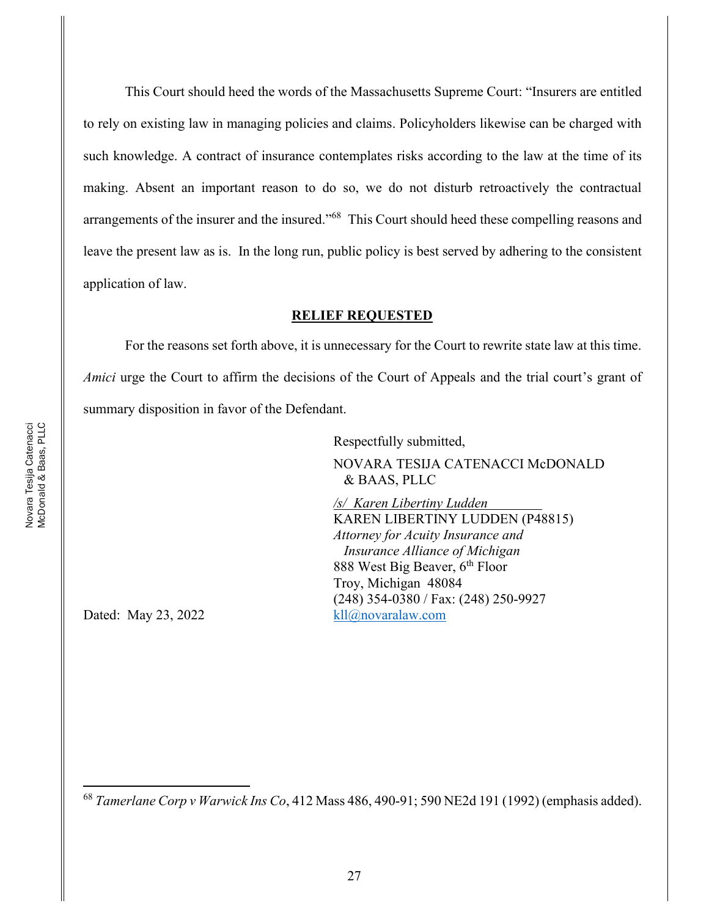This Court should heed the words of the Massachusetts Supreme Court: "Insurers are entitled to rely on existing law in managing policies and claims. Policyholders likewise can be charged with such knowledge. A contract of insurance contemplates risks according to the law at the time of its making. Absent an important reason to do so, we do not disturb retroactively the contractual arrangements of the insurer and the insured."[68] This Court should heed these compelling reasons and leave the present law as is. In the long run, public policy is best served by adhering to the consistent application of law.

## RELIEF REQUESTED

For the reasons set forth above, it is unnecessary for the Court to rewrite state law at this time. *Amici* urge the Court to affirm the decisions of the Court of Appeals and the trial court's grant of summary disposition in favor of the Defendant.

Respectfully submitted,

NOVARA TESIJA CATENACCI McDONALD & BAAS, PLLC

*/s/ Karen Libertiny Ludden*
KAREN LIBERTINY LUDDEN (P48815)
*Attorney for Acuity Insurance and Insurance Alliance of Michigan*
888 West Big Beaver, 6th Floor
Troy, Michigan 48084
(248) 354-0380 / Fax: (248) 250-9927
kll@novaralaw.com

Dated: May 23, 2022

[68] *Tamerlane Corp v Warwick Ins Co*, 412 Mass 486, 490-91; 590 NE2d 191 (1992) (emphasis added).